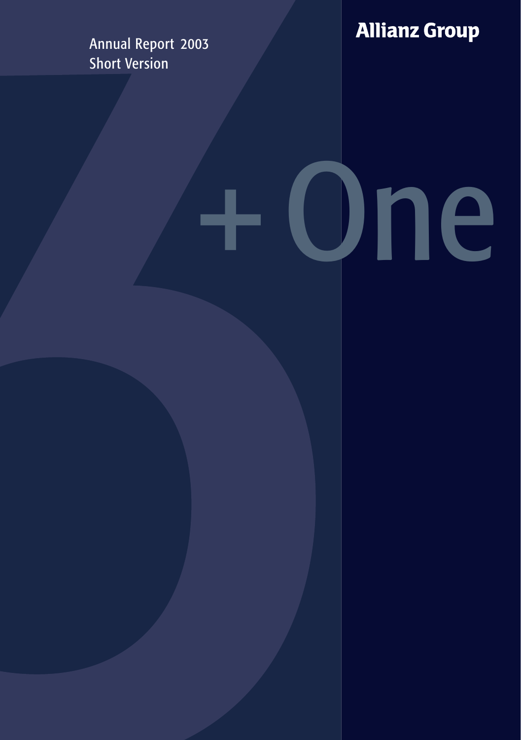# Allianz Group

Annual Report 2003
Short Version

+ One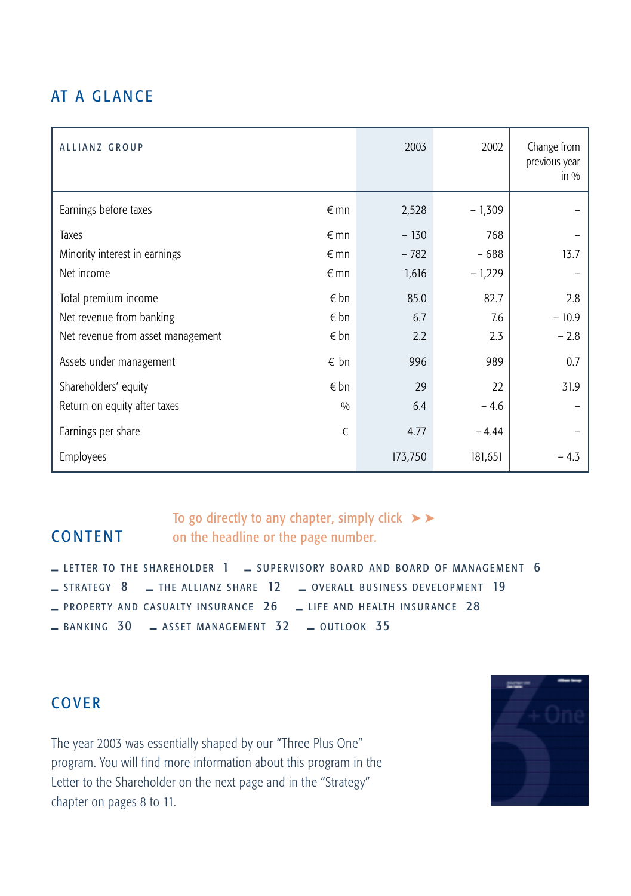## AT A GLANCE

| ALLIANZ GROUP | | 2003 | 2002 | Change from previous year in % |
|---|---|---|---|---|
| Earnings before taxes | € mn | 2,528 | – 1,309 | – |
| Taxes | € mn | – 130 | 768 | – |
| Minority interest in earnings | € mn | – 782 | – 688 | 13.7 |
| Net income | € mn | 1,616 | – 1,229 | – |
| Total premium income | € bn | 85.0 | 82.7 | 2.8 |
| Net revenue from banking | € bn | 6.7 | 7.6 | – 10.9 |
| Net revenue from asset management | € bn | 2.2 | 2.3 | – 2.8 |
| Assets under management | € bn | 996 | 989 | 0.7 |
| Shareholders' equity | € bn | 29 | 22 | 31.9 |
| Return on equity after taxes | % | 6.4 | – 4.6 | – |
| Earnings per share | € | 4.77 | – 4.44 | – |
| Employees | | 173,750 | 181,651 | – 4.3 |

## CONTENT

To go directly to any chapter, simply click ➤➤ on the headline or the page number.

- LETTER TO THE SHAREHOLDER 1
- SUPERVISORY BOARD AND BOARD OF MANAGEMENT 6
- STRATEGY 8
- THE ALLIANZ SHARE 12
- OVERALL BUSINESS DEVELOPMENT 19
- PROPERTY AND CASUALTY INSURANCE 26
- LIFE AND HEALTH INSURANCE 28
- BANKING 30
- ASSET MANAGEMENT 32
- OUTLOOK 35

## COVER

The year 2003 was essentially shaped by our "Three Plus One" program. You will find more information about this program in the Letter to the Shareholder on the next page and in the "Strategy" chapter on pages 8 to 11.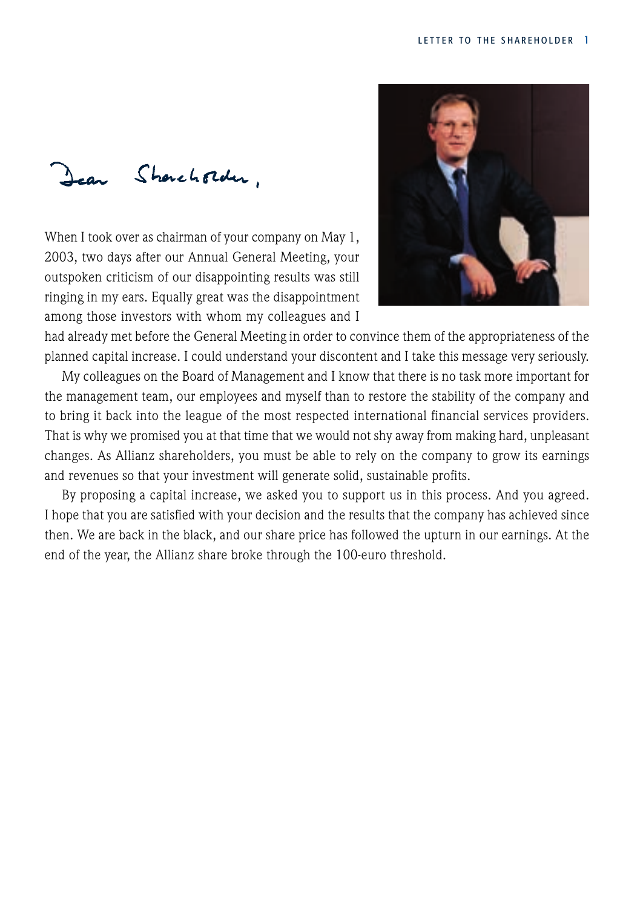Dear Shareholder,

When I took over as chairman of your company on May 1, 2003, two days after our Annual General Meeting, your outspoken criticism of our disappointing results was still ringing in my ears. Equally great was the disappointment among those investors with whom my colleagues and I had already met before the General Meeting in order to convince them of the appropriateness of the planned capital increase. I could understand your discontent and I take this message very seriously.

My colleagues on the Board of Management and I know that there is no task more important for the management team, our employees and myself than to restore the stability of the company and to bring it back into the league of the most respected international financial services providers. That is why we promised you at that time that we would not shy away from making hard, unpleasant changes. As Allianz shareholders, you must be able to rely on the company to grow its earnings and revenues so that your investment will generate solid, sustainable profits.

By proposing a capital increase, we asked you to support us in this process. And you agreed. I hope that you are satisfied with your decision and the results that the company has achieved since then. We are back in the black, and our share price has followed the upturn in our earnings. At the end of the year, the Allianz share broke through the 100-euro threshold.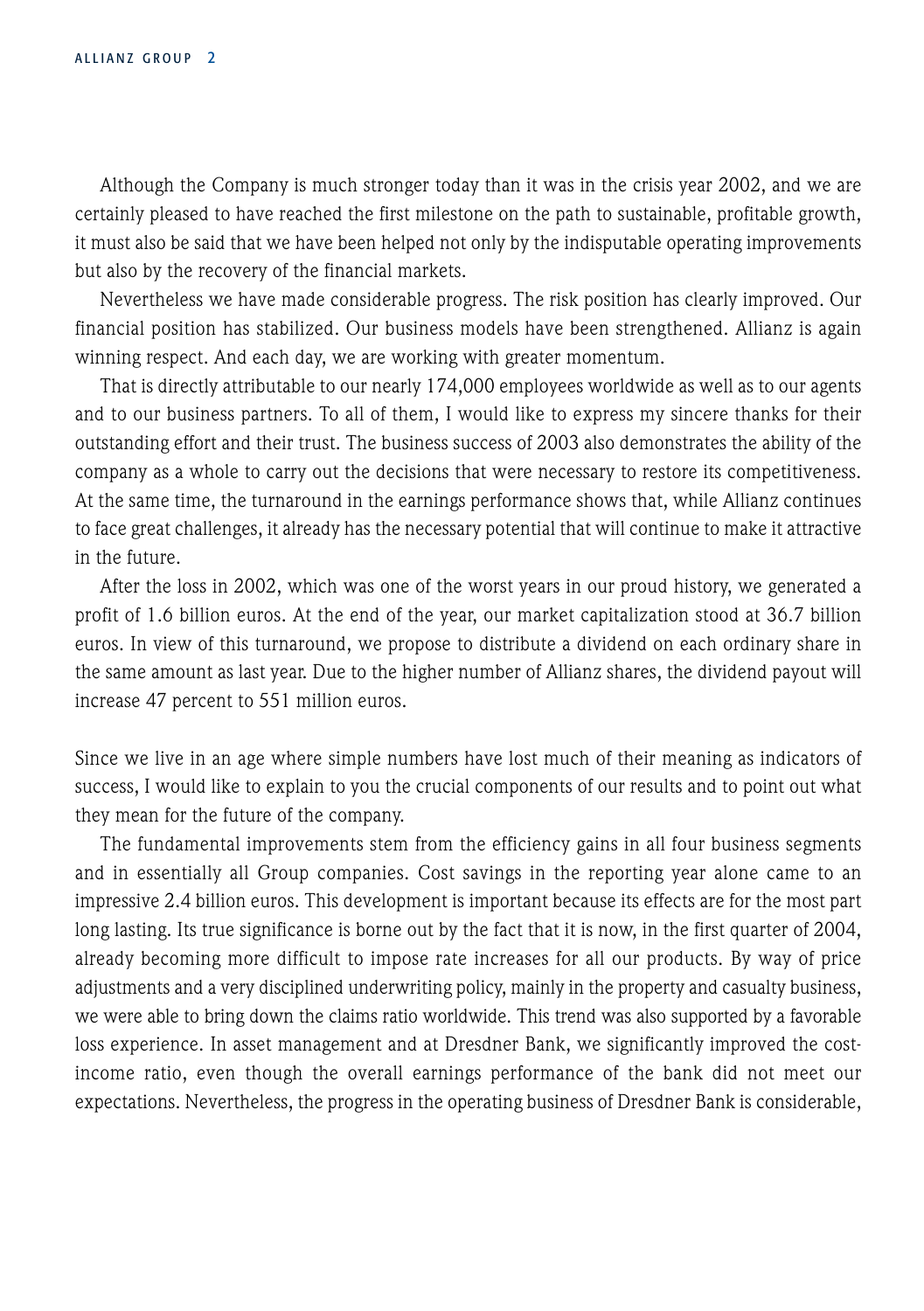Although the Company is much stronger today than it was in the crisis year 2002, and we are certainly pleased to have reached the first milestone on the path to sustainable, profitable growth, it must also be said that we have been helped not only by the indisputable operating improvements but also by the recovery of the financial markets.

Nevertheless we have made considerable progress. The risk position has clearly improved. Our financial position has stabilized. Our business models have been strengthened. Allianz is again winning respect. And each day, we are working with greater momentum.

That is directly attributable to our nearly 174,000 employees worldwide as well as to our agents and to our business partners. To all of them, I would like to express my sincere thanks for their outstanding effort and their trust. The business success of 2003 also demonstrates the ability of the company as a whole to carry out the decisions that were necessary to restore its competitiveness. At the same time, the turnaround in the earnings performance shows that, while Allianz continues to face great challenges, it already has the necessary potential that will continue to make it attractive in the future.

After the loss in 2002, which was one of the worst years in our proud history, we generated a profit of 1.6 billion euros. At the end of the year, our market capitalization stood at 36.7 billion euros. In view of this turnaround, we propose to distribute a dividend on each ordinary share in the same amount as last year. Due to the higher number of Allianz shares, the dividend payout will increase 47 percent to 551 million euros.

Since we live in an age where simple numbers have lost much of their meaning as indicators of success, I would like to explain to you the crucial components of our results and to point out what they mean for the future of the company.

The fundamental improvements stem from the efficiency gains in all four business segments and in essentially all Group companies. Cost savings in the reporting year alone came to an impressive 2.4 billion euros. This development is important because its effects are for the most part long lasting. Its true significance is borne out by the fact that it is now, in the first quarter of 2004, already becoming more difficult to impose rate increases for all our products. By way of price adjustments and a very disciplined underwriting policy, mainly in the property and casualty business, we were able to bring down the claims ratio worldwide. This trend was also supported by a favorable loss experience. In asset management and at Dresdner Bank, we significantly improved the cost-income ratio, even though the overall earnings performance of the bank did not meet our expectations. Nevertheless, the progress in the operating business of Dresdner Bank is considerable,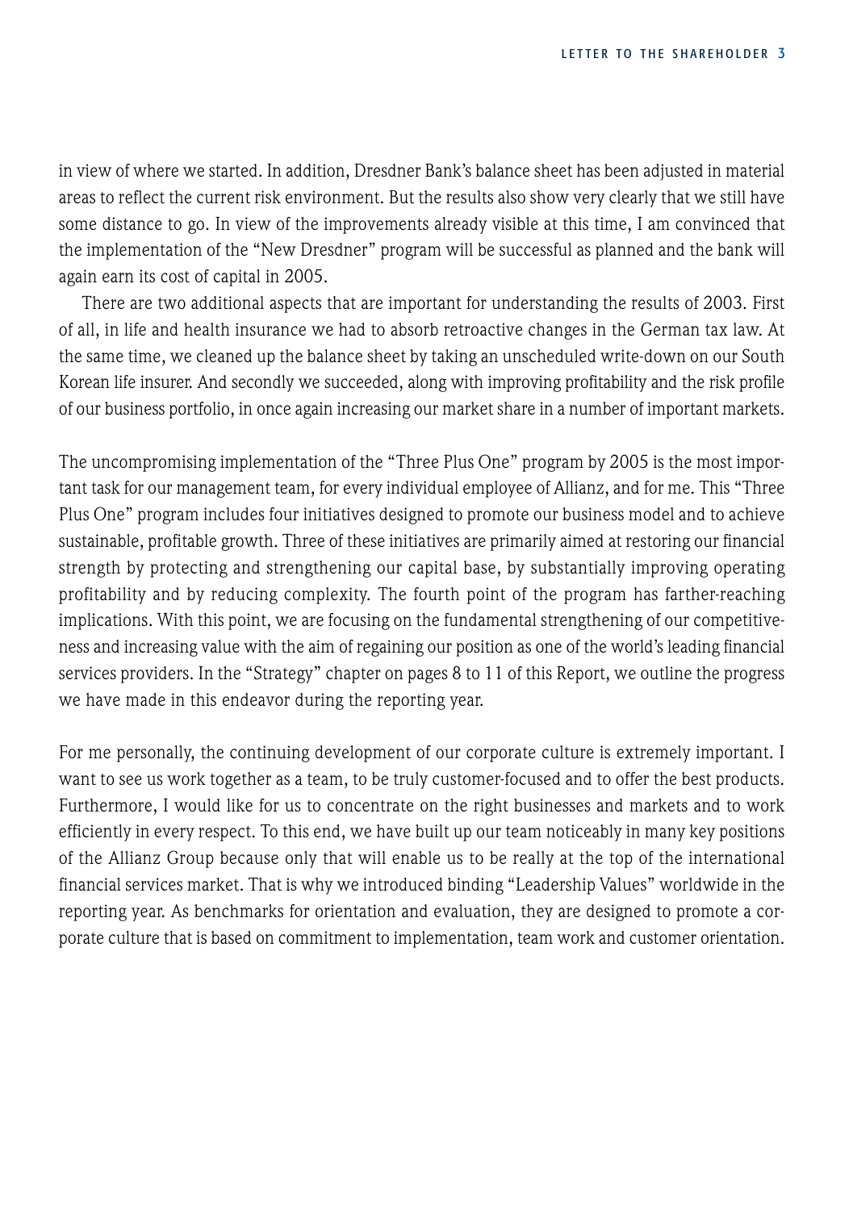in view of where we started. In addition, Dresdner Bank's balance sheet has been adjusted in material areas to reflect the current risk environment. But the results also show very clearly that we still have some distance to go. In view of the improvements already visible at this time, I am convinced that the implementation of the "New Dresdner" program will be successful as planned and the bank will again earn its cost of capital in 2005.

There are two additional aspects that are important for understanding the results of 2003. First of all, in life and health insurance we had to absorb retroactive changes in the German tax law. At the same time, we cleaned up the balance sheet by taking an unscheduled write-down on our South Korean life insurer. And secondly we succeeded, along with improving profitability and the risk profile of our business portfolio, in once again increasing our market share in a number of important markets.

The uncompromising implementation of the "Three Plus One" program by 2005 is the most important task for our management team, for every individual employee of Allianz, and for me. This "Three Plus One" program includes four initiatives designed to promote our business model and to achieve sustainable, profitable growth. Three of these initiatives are primarily aimed at restoring our financial strength by protecting and strengthening our capital base, by substantially improving operating profitability and by reducing complexity. The fourth point of the program has farther-reaching implications. With this point, we are focusing on the fundamental strengthening of our competitiveness and increasing value with the aim of regaining our position as one of the world's leading financial services providers. In the "Strategy" chapter on pages 8 to 11 of this Report, we outline the progress we have made in this endeavor during the reporting year.

For me personally, the continuing development of our corporate culture is extremely important. I want to see us work together as a team, to be truly customer-focused and to offer the best products. Furthermore, I would like for us to concentrate on the right businesses and markets and to work efficiently in every respect. To this end, we have built up our team noticeably in many key positions of the Allianz Group because only that will enable us to be really at the top of the international financial services market. That is why we introduced binding "Leadership Values" worldwide in the reporting year. As benchmarks for orientation and evaluation, they are designed to promote a corporate culture that is based on commitment to implementation, team work and customer orientation.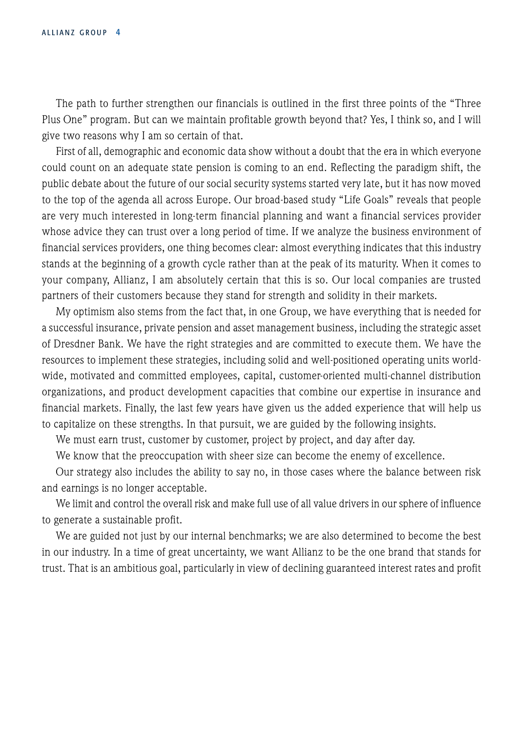The path to further strengthen our financials is outlined in the first three points of the “Three Plus One” program. But can we maintain profitable growth beyond that? Yes, I think so, and I will give two reasons why I am so certain of that.

First of all, demographic and economic data show without a doubt that the era in which everyone could count on an adequate state pension is coming to an end. Reflecting the paradigm shift, the public debate about the future of our social security systems started very late, but it has now moved to the top of the agenda all across Europe. Our broad-based study “Life Goals” reveals that people are very much interested in long-term financial planning and want a financial services provider whose advice they can trust over a long period of time. If we analyze the business environment of financial services providers, one thing becomes clear: almost everything indicates that this industry stands at the beginning of a growth cycle rather than at the peak of its maturity. When it comes to your company, Allianz, I am absolutely certain that this is so. Our local companies are trusted partners of their customers because they stand for strength and solidity in their markets.

My optimism also stems from the fact that, in one Group, we have everything that is needed for a successful insurance, private pension and asset management business, including the strategic asset of Dresdner Bank. We have the right strategies and are committed to execute them. We have the resources to implement these strategies, including solid and well-positioned operating units worldwide, motivated and committed employees, capital, customer-oriented multi-channel distribution organizations, and product development capacities that combine our expertise in insurance and financial markets. Finally, the last few years have given us the added experience that will help us to capitalize on these strengths. In that pursuit, we are guided by the following insights.

We must earn trust, customer by customer, project by project, and day after day.

We know that the preoccupation with sheer size can become the enemy of excellence.

Our strategy also includes the ability to say no, in those cases where the balance between risk and earnings is no longer acceptable.

We limit and control the overall risk and make full use of all value drivers in our sphere of influence to generate a sustainable profit.

We are guided not just by our internal benchmarks; we are also determined to become the best in our industry. In a time of great uncertainty, we want Allianz to be the one brand that stands for trust. That is an ambitious goal, particularly in view of declining guaranteed interest rates and profit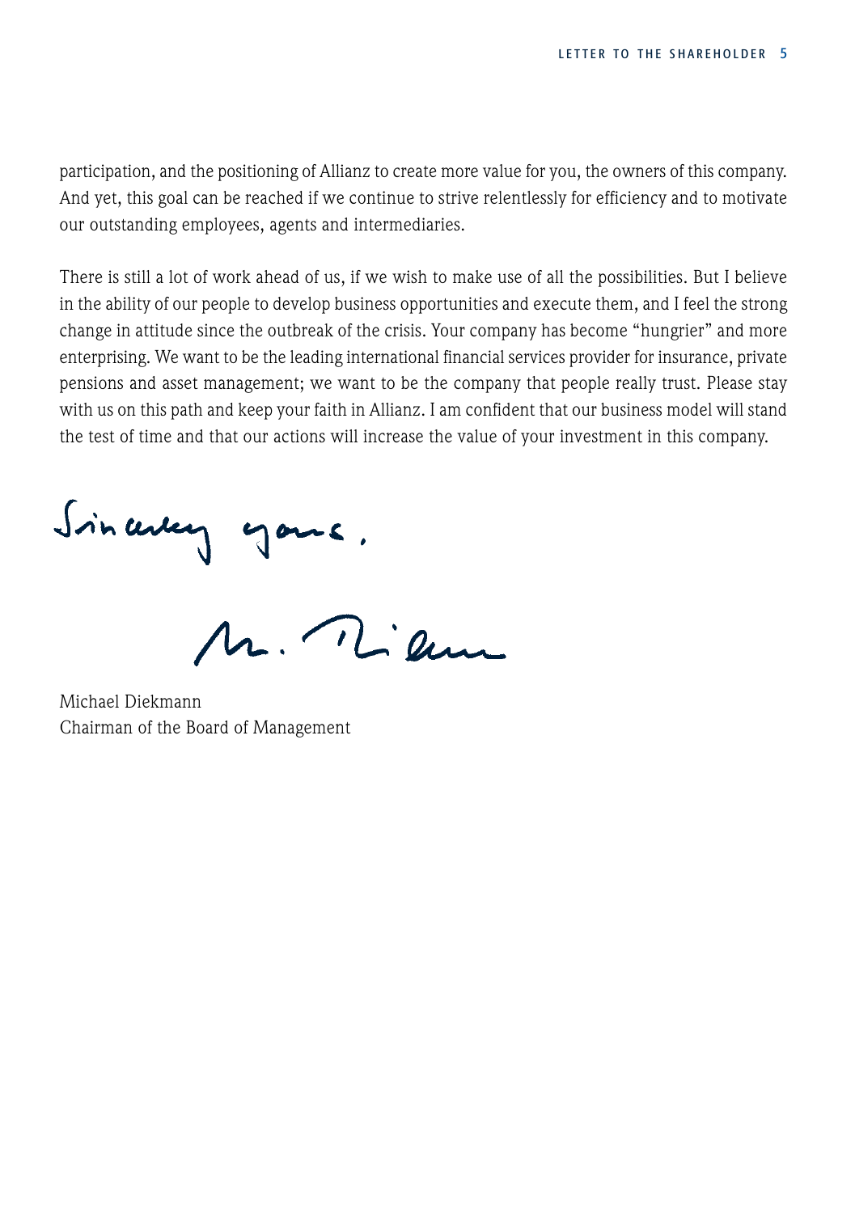participation, and the positioning of Allianz to create more value for you, the owners of this company. And yet, this goal can be reached if we continue to strive relentlessly for efficiency and to motivate our outstanding employees, agents and intermediaries.

There is still a lot of work ahead of us, if we wish to make use of all the possibilities. But I believe in the ability of our people to develop business opportunities and execute them, and I feel the strong change in attitude since the outbreak of the crisis. Your company has become "hungrier" and more enterprising. We want to be the leading international financial services provider for insurance, private pensions and asset management; we want to be the company that people really trust. Please stay with us on this path and keep your faith in Allianz. I am confident that our business model will stand the test of time and that our actions will increase the value of your investment in this company.

Sincerely yours,

M. Diekmann

Michael Diekmann
Chairman of the Board of Management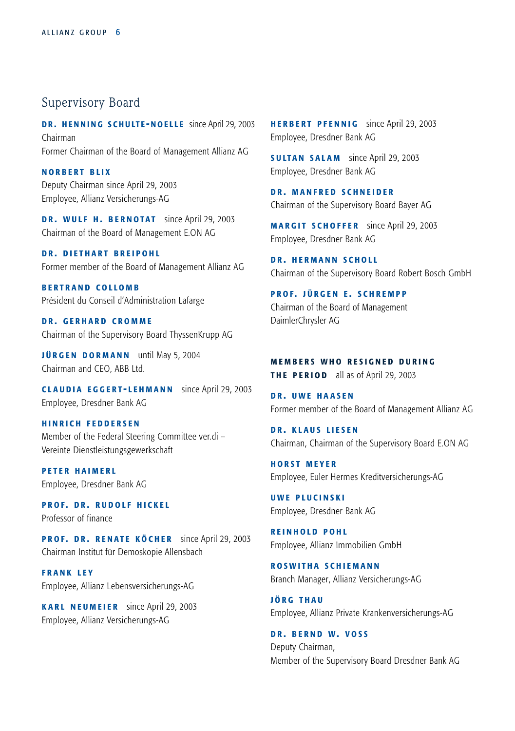## Supervisory Board

**DR. HENNING SCHULTE-NOELLE** since April 29, 2003
Chairman
Former Chairman of the Board of Management Allianz AG

**NORBERT BLIX**
Deputy Chairman since April 29, 2003
Employee, Allianz Versicherungs-AG

**DR. WULF H. BERNOTAT** since April 29, 2003
Chairman of the Board of Management E.ON AG

**DR. DIETHART BREIPOHL**
Former member of the Board of Management Allianz AG

**BERTRAND COLLOMB**
Président du Conseil d'Administration Lafarge

**DR. GERHARD CROMME**
Chairman of the Supervisory Board ThyssenKrupp AG

**JÜRGEN DORMANN** until May 5, 2004
Chairman and CEO, ABB Ltd.

**CLAUDIA EGGERT-LEHMANN** since April 29, 2003
Employee, Dresdner Bank AG

**HINRICH FEDDERSEN**
Member of the Federal Steering Committee ver.di – Vereinte Dienstleistungsgewerkschaft

**PETER HAIMERL**
Employee, Dresdner Bank AG

**PROF. DR. RUDOLF HICKEL**
Professor of finance

**PROF. DR. RENATE KÖCHER** since April 29, 2003
Chairman Institut für Demoskopie Allensbach

**FRANK LEY**
Employee, Allianz Lebensversicherungs-AG

**KARL NEUMEIER** since April 29, 2003
Employee, Allianz Versicherungs-AG

**HERBERT PFENNIG** since April 29, 2003
Employee, Dresdner Bank AG

**SULTAN SALAM** since April 29, 2003
Employee, Dresdner Bank AG

**DR. MANFRED SCHNEIDER**
Chairman of the Supervisory Board Bayer AG

**MARGIT SCHOFFER** since April 29, 2003
Employee, Dresdner Bank AG

**DR. HERMANN SCHOLL**
Chairman of the Supervisory Board Robert Bosch GmbH

**PROF. JÜRGEN E. SCHREMPP**
Chairman of the Board of Management DaimlerChrysler AG

**MEMBERS WHO RESIGNED DURING THE PERIOD** all as of April 29, 2003

**DR. UWE HAASEN**
Former member of the Board of Management Allianz AG

**DR. KLAUS LIESEN**
Chairman, Chairman of the Supervisory Board E.ON AG

**HORST MEYER**
Employee, Euler Hermes Kreditversicherungs-AG

**UWE PLUCINSKI**
Employee, Dresdner Bank AG

**REINHOLD POHL**
Employee, Allianz Immobilien GmbH

**ROSWITHA SCHIEMANN**
Branch Manager, Allianz Versicherungs-AG

**JÖRG THAU**
Employee, Allianz Private Krankenversicherungs-AG

**DR. BERND W. VOSS**
Deputy Chairman,
Member of the Supervisory Board Dresdner Bank AG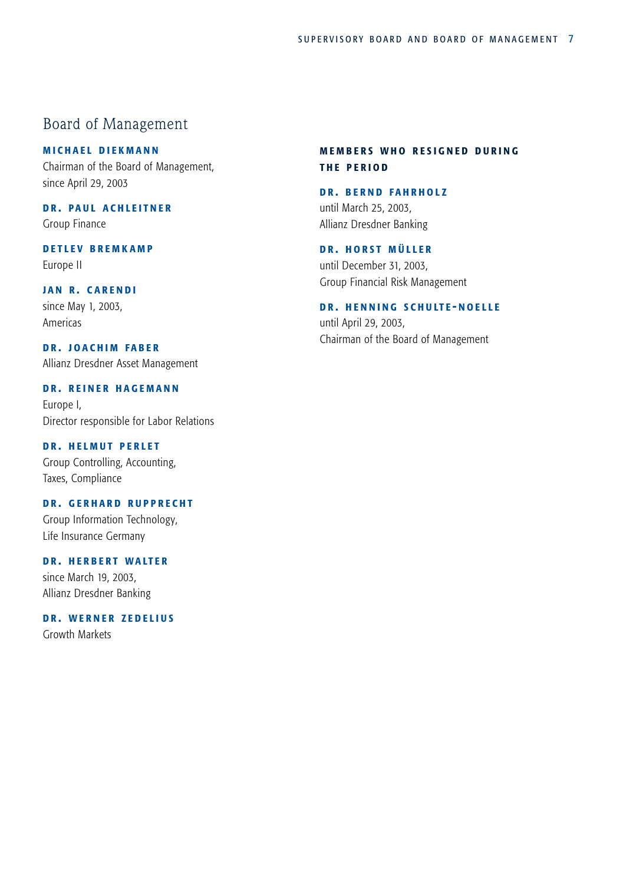# Board of Management

**MICHAEL DIEKMANN**
Chairman of the Board of Management,
since April 29, 2003

**DR. PAUL ACHLEITNER**
Group Finance

**DETLEV BREMKAMP**
Europe II

**JAN R. CARENDI**
since May 1, 2003,
Americas

**DR. JOACHIM FABER**
Allianz Dresdner Asset Management

**DR. REINER HAGEMANN**
Europe I,
Director responsible for Labor Relations

**DR. HELMUT PERLET**
Group Controlling, Accounting,
Taxes, Compliance

**DR. GERHARD RUPPRECHT**
Group Information Technology,
Life Insurance Germany

**DR. HERBERT WALTER**
since March 19, 2003,
Allianz Dresdner Banking

**DR. WERNER ZEDELIUS**
Growth Markets

**MEMBERS WHO RESIGNED DURING THE PERIOD**

**DR. BERND FAHRHOLZ**
until March 25, 2003,
Allianz Dresdner Banking

**DR. HORST MÜLLER**
until December 31, 2003,
Group Financial Risk Management

**DR. HENNING SCHULTE-NOELLE**
until April 29, 2003,
Chairman of the Board of Management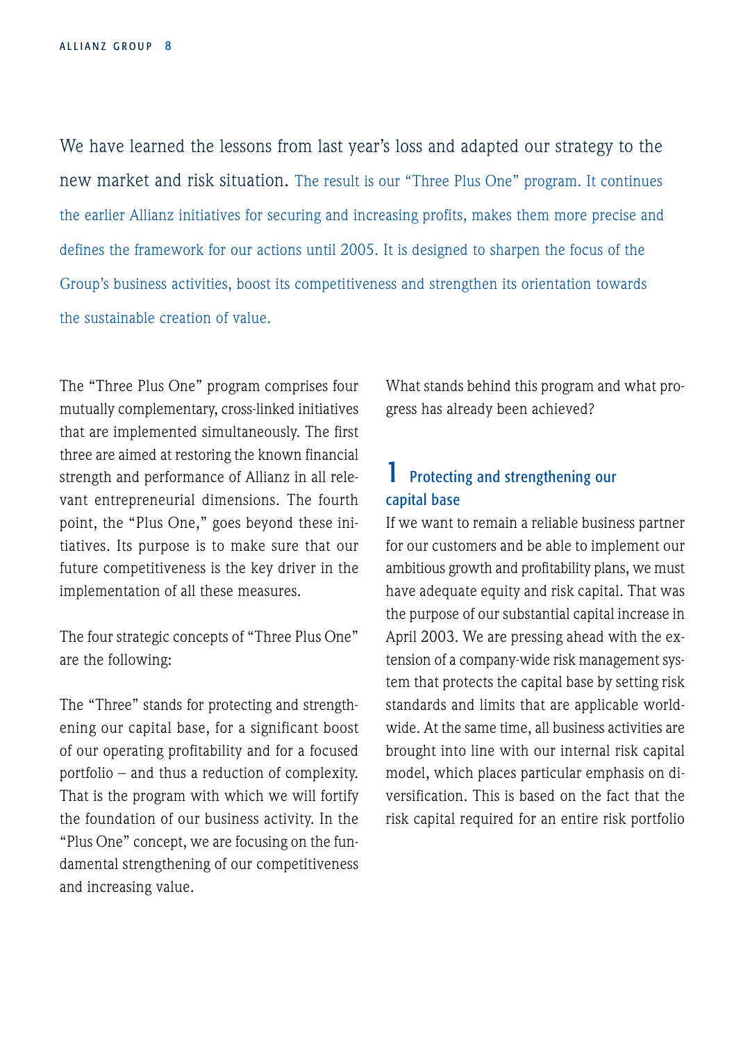We have learned the lessons from last year's loss and adapted our strategy to the new market and risk situation. The result is our "Three Plus One" program. It continues the earlier Allianz initiatives for securing and increasing profits, makes them more precise and defines the framework for our actions until 2005. It is designed to sharpen the focus of the Group's business activities, boost its competitiveness and strengthen its orientation towards the sustainable creation of value.

The "Three Plus One" program comprises four mutually complementary, cross-linked initiatives that are implemented simultaneously. The first three are aimed at restoring the known financial strength and performance of Allianz in all relevant entrepreneurial dimensions. The fourth point, the "Plus One," goes beyond these initiatives. Its purpose is to make sure that our future competitiveness is the key driver in the implementation of all these measures.

The four strategic concepts of "Three Plus One" are the following:

The "Three" stands for protecting and strengthening our capital base, for a significant boost of our operating profitability and for a focused portfolio – and thus a reduction of complexity. That is the program with which we will fortify the foundation of our business activity. In the "Plus One" concept, we are focusing on the fundamental strengthening of our competitiveness and increasing value.

What stands behind this program and what progress has already been achieved?

## 1 Protecting and strengthening our capital base

If we want to remain a reliable business partner for our customers and be able to implement our ambitious growth and profitability plans, we must have adequate equity and risk capital. That was the purpose of our substantial capital increase in April 2003. We are pressing ahead with the extension of a company-wide risk management system that protects the capital base by setting risk standards and limits that are applicable worldwide. At the same time, all business activities are brought into line with our internal risk capital model, which places particular emphasis on diversification. This is based on the fact that the risk capital required for an entire risk portfolio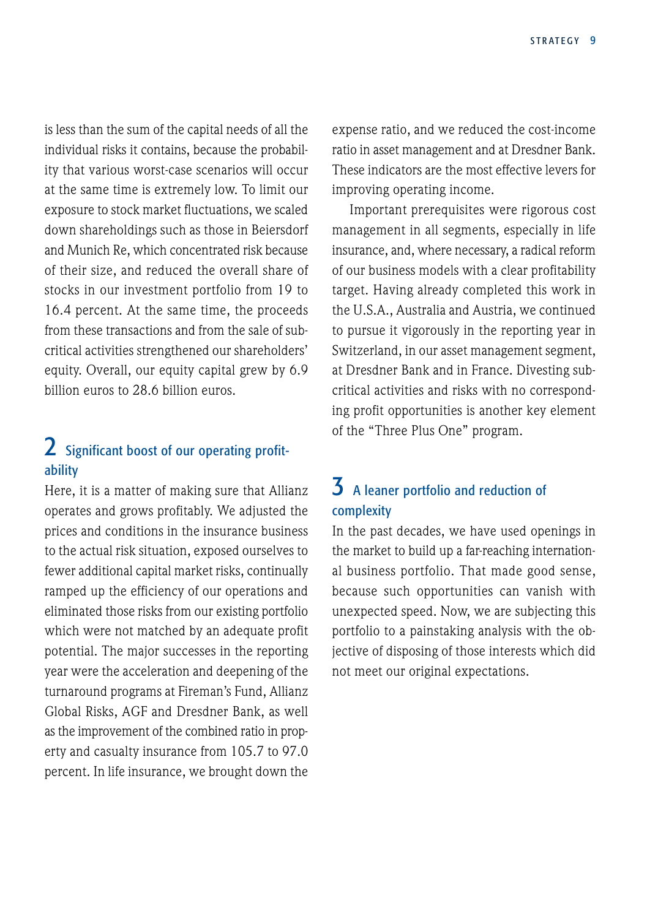is less than the sum of the capital needs of all the individual risks it contains, because the probability that various worst-case scenarios will occur at the same time is extremely low. To limit our exposure to stock market fluctuations, we scaled down shareholdings such as those in Beiersdorf and Munich Re, which concentrated risk because of their size, and reduced the overall share of stocks in our investment portfolio from 19 to 16.4 percent. At the same time, the proceeds from these transactions and from the sale of subcritical activities strengthened our shareholders' equity. Overall, our equity capital grew by 6.9 billion euros to 28.6 billion euros.

## 2 Significant boost of our operating profitability

Here, it is a matter of making sure that Allianz operates and grows profitably. We adjusted the prices and conditions in the insurance business to the actual risk situation, exposed ourselves to fewer additional capital market risks, continually ramped up the efficiency of our operations and eliminated those risks from our existing portfolio which were not matched by an adequate profit potential. The major successes in the reporting year were the acceleration and deepening of the turnaround programs at Fireman's Fund, Allianz Global Risks, AGF and Dresdner Bank, as well as the improvement of the combined ratio in property and casualty insurance from 105.7 to 97.0 percent. In life insurance, we brought down the expense ratio, and we reduced the cost-income ratio in asset management and at Dresdner Bank. These indicators are the most effective levers for improving operating income.

Important prerequisites were rigorous cost management in all segments, especially in life insurance, and, where necessary, a radical reform of our business models with a clear profitability target. Having already completed this work in the U.S.A., Australia and Austria, we continued to pursue it vigorously in the reporting year in Switzerland, in our asset management segment, at Dresdner Bank and in France. Divesting subcritical activities and risks with no corresponding profit opportunities is another key element of the "Three Plus One" program.

## 3 A leaner portfolio and reduction of complexity

In the past decades, we have used openings in the market to build up a far-reaching international business portfolio. That made good sense, because such opportunities can vanish with unexpected speed. Now, we are subjecting this portfolio to a painstaking analysis with the objective of disposing of those interests which did not meet our original expectations.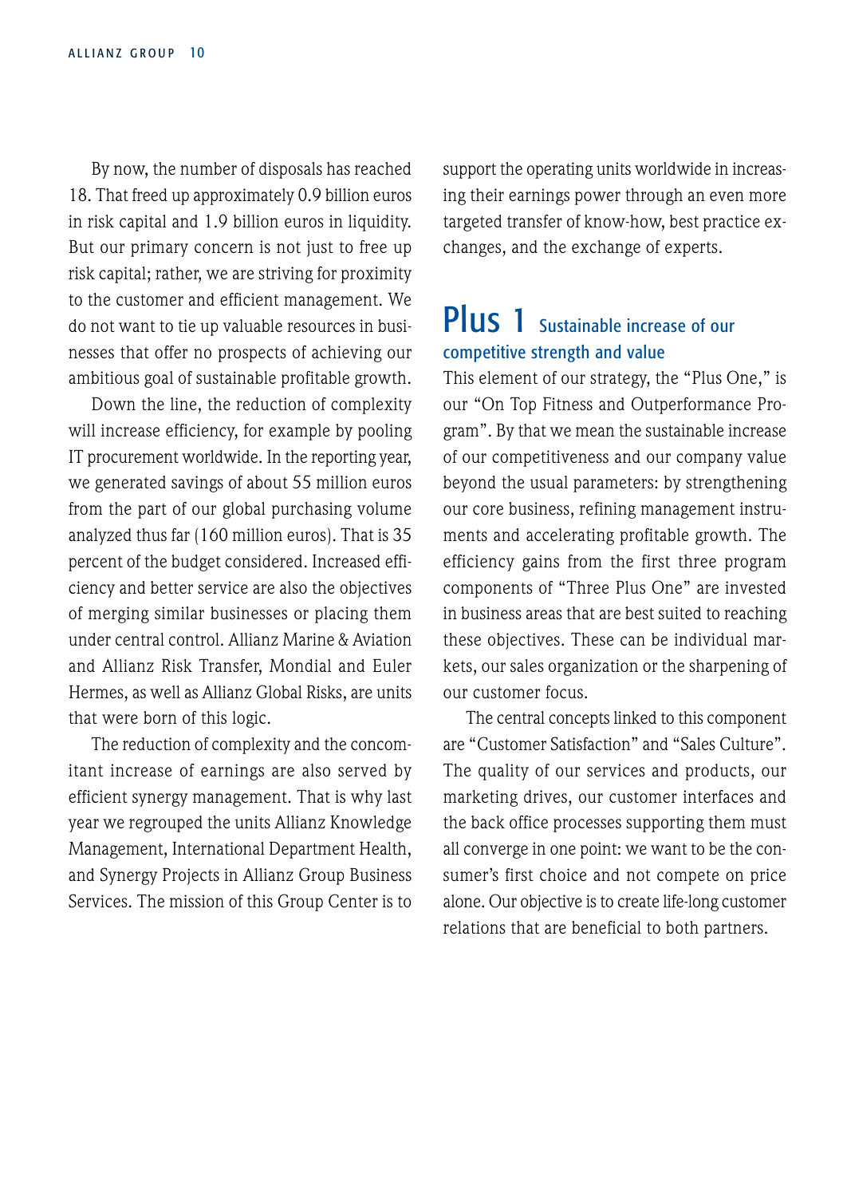By now, the number of disposals has reached 18. That freed up approximately 0.9 billion euros in risk capital and 1.9 billion euros in liquidity. But our primary concern is not just to free up risk capital; rather, we are striving for proximity to the customer and efficient management. We do not want to tie up valuable resources in businesses that offer no prospects of achieving our ambitious goal of sustainable profitable growth.

Down the line, the reduction of complexity will increase efficiency, for example by pooling IT procurement worldwide. In the reporting year, we generated savings of about 55 million euros from the part of our global purchasing volume analyzed thus far (160 million euros). That is 35 percent of the budget considered. Increased efficiency and better service are also the objectives of merging similar businesses or placing them under central control. Allianz Marine & Aviation and Allianz Risk Transfer, Mondial and Euler Hermes, as well as Allianz Global Risks, are units that were born of this logic.

The reduction of complexity and the concomitant increase of earnings are also served by efficient synergy management. That is why last year we regrouped the units Allianz Knowledge Management, International Department Health, and Synergy Projects in Allianz Group Business Services. The mission of this Group Center is to support the operating units worldwide in increasing their earnings power through an even more targeted transfer of know-how, best practice exchanges, and the exchange of experts.

## Plus 1 Sustainable increase of our competitive strength and value

This element of our strategy, the "Plus One," is our "On Top Fitness and Outperformance Program". By that we mean the sustainable increase of our competitiveness and our company value beyond the usual parameters: by strengthening our core business, refining management instruments and accelerating profitable growth. The efficiency gains from the first three program components of "Three Plus One" are invested in business areas that are best suited to reaching these objectives. These can be individual markets, our sales organization or the sharpening of our customer focus.

The central concepts linked to this component are "Customer Satisfaction" and "Sales Culture". The quality of our services and products, our marketing drives, our customer interfaces and the back office processes supporting them must all converge in one point: we want to be the consumer's first choice and not compete on price alone. Our objective is to create life-long customer relations that are beneficial to both partners.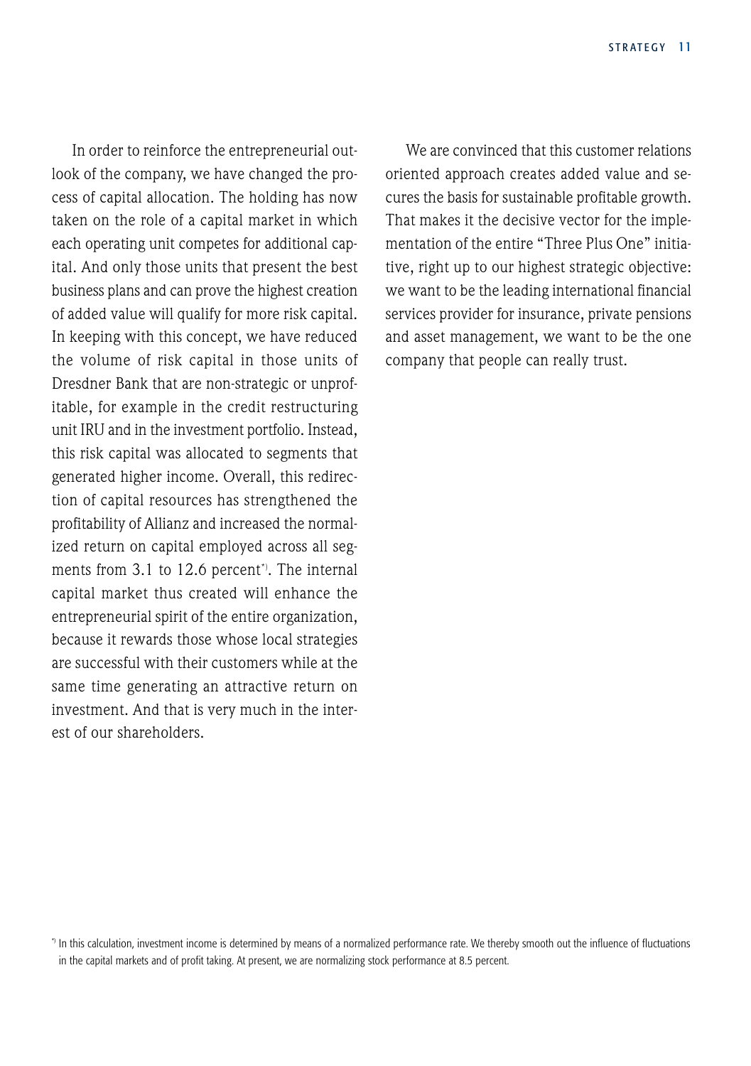In order to reinforce the entrepreneurial outlook of the company, we have changed the process of capital allocation. The holding has now taken on the role of a capital market in which each operating unit competes for additional capital. And only those units that present the best business plans and can prove the highest creation of added value will qualify for more risk capital. In keeping with this concept, we have reduced the volume of risk capital in those units of Dresdner Bank that are non-strategic or unprofitable, for example in the credit restructuring unit IRU and in the investment portfolio. Instead, this risk capital was allocated to segments that generated higher income. Overall, this redirection of capital resources has strengthened the profitability of Allianz and increased the normalized return on capital employed across all segments from 3.1 to 12.6 percent[*]. The internal capital market thus created will enhance the entrepreneurial spirit of the entire organization, because it rewards those whose local strategies are successful with their customers while at the same time generating an attractive return on investment. And that is very much in the interest of our shareholders.

We are convinced that this customer relations oriented approach creates added value and secures the basis for sustainable profitable growth. That makes it the decisive vector for the implementation of the entire "Three Plus One" initiative, right up to our highest strategic objective: we want to be the leading international financial services provider for insurance, private pensions and asset management, we want to be the one company that people can really trust.

[*] In this calculation, investment income is determined by means of a normalized performance rate. We thereby smooth out the influence of fluctuations in the capital markets and of profit taking. At present, we are normalizing stock performance at 8.5 percent.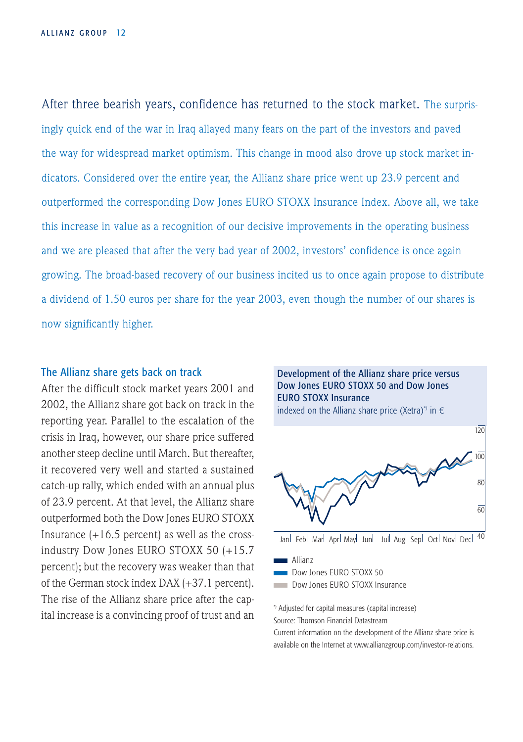After three bearish years, confidence has returned to the stock market. The surprisingly quick end of the war in Iraq allayed many fears on the part of the investors and paved the way for widespread market optimism. This change in mood also drove up stock market indicators. Considered over the entire year, the Allianz share price went up 23.9 percent and outperformed the corresponding Dow Jones EURO STOXX Insurance Index. Above all, we take this increase in value as a recognition of our decisive improvements in the operating business and we are pleased that after the very bad year of 2002, investors' confidence is once again growing. The broad-based recovery of our business incited us to once again propose to distribute a dividend of 1.50 euros per share for the year 2003, even though the number of our shares is now significantly higher.

## The Allianz share gets back on track

After the difficult stock market years 2001 and 2002, the Allianz share got back on track in the reporting year. Parallel to the escalation of the crisis in Iraq, however, our share price suffered another steep decline until March. But thereafter, it recovered very well and started a sustained catch-up rally, which ended with an annual plus of 23.9 percent. At that level, the Allianz share outperformed both the Dow Jones EURO STOXX Insurance (+16.5 percent) as well as the cross-industry Dow Jones EURO STOXX 50 (+15.7 percent); but the recovery was weaker than that of the German stock index DAX (+37.1 percent). The rise of the Allianz share price after the capital increase is a convincing proof of trust and an

**Development of the Allianz share price versus Dow Jones EURO STOXX 50 and Dow Jones EURO STOXX Insurance**

indexed on the Allianz share price (Xetra)*) in €

120
100
80
60
40

Jan Feb Mar Apr May Jun Jul Aug Sep Oct Nov Dec

Allianz
Dow Jones EURO STOXX 50
Dow Jones EURO STOXX Insurance

*) Adjusted for capital measures (capital increase)
Source: Thomson Financial Datastream
Current information on the development of the Allianz share price is available on the Internet at www.allianzgroup.com/investor-relations.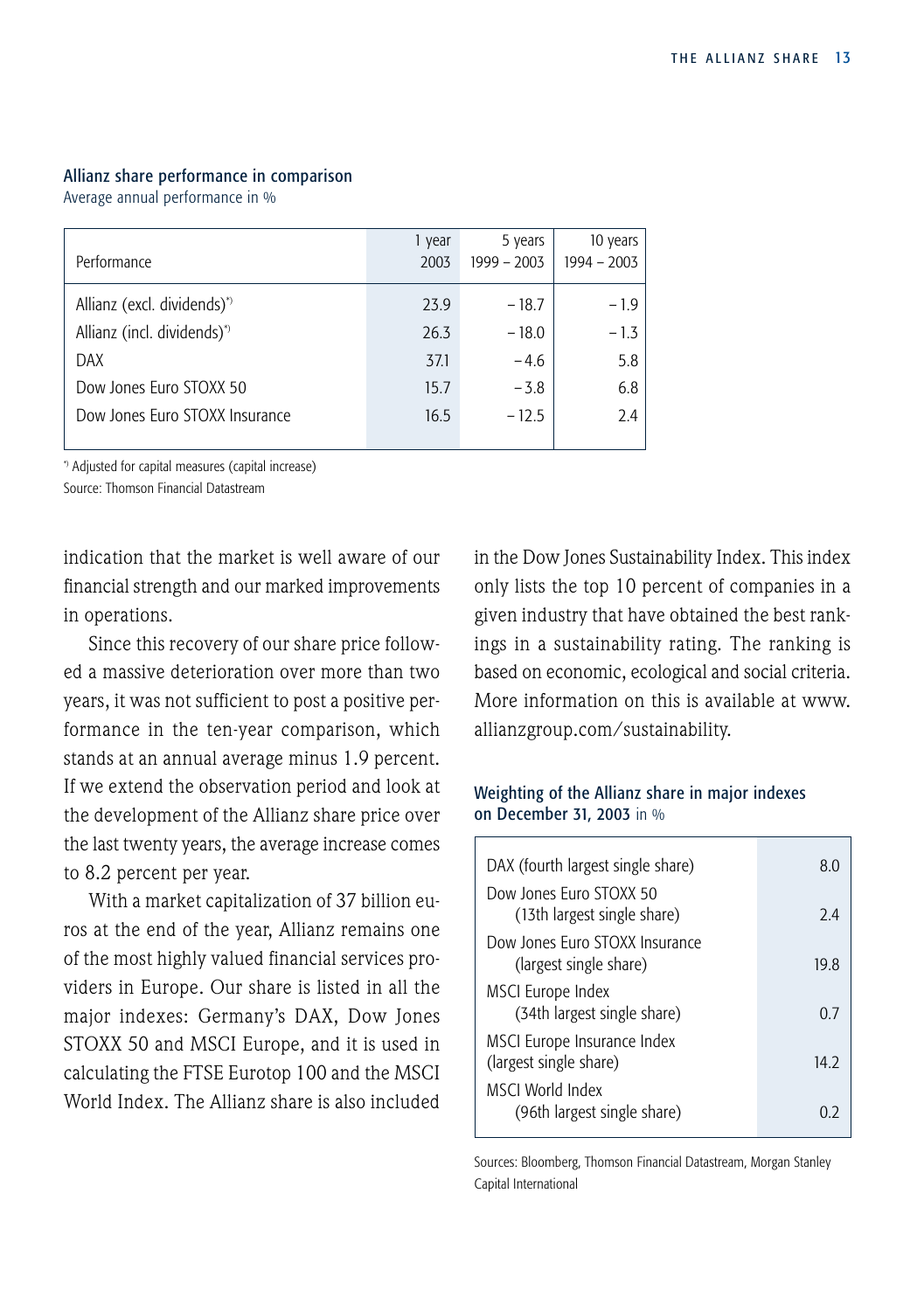### Allianz share performance in comparison

Average annual performance in %

| Performance | 1 year 2003 | 5 years 1999 – 2003 | 10 years 1994 – 2003 |
|---|---|---|---|
| Allianz (excl. dividends)*) | 23.9 | – 18.7 | – 1.9 |
| Allianz (incl. dividends)*) | 26.3 | – 18.0 | – 1.3 |
| DAX | 37.1 | – 4.6 | 5.8 |
| Dow Jones Euro STOXX 50 | 15.7 | – 3.8 | 6.8 |
| Dow Jones Euro STOXX Insurance | 16.5 | – 12.5 | 2.4 |

*) Adjusted for capital measures (capital increase)

Source: Thomson Financial Datastream

indication that the market is well aware of our financial strength and our marked improvements in operations.

Since this recovery of our share price followed a massive deterioration over more than two years, it was not sufficient to post a positive performance in the ten-year comparison, which stands at an annual average minus 1.9 percent. If we extend the observation period and look at the development of the Allianz share price over the last twenty years, the average increase comes to 8.2 percent per year.

With a market capitalization of 37 billion euros at the end of the year, Allianz remains one of the most highly valued financial services providers in Europe. Our share is listed in all the major indexes: Germany's DAX, Dow Jones STOXX 50 and MSCI Europe, and it is used in calculating the FTSE Eurotop 100 and the MSCI World Index. The Allianz share is also included in the Dow Jones Sustainability Index. This index only lists the top 10 percent of companies in a given industry that have obtained the best rankings in a sustainability rating. The ranking is based on economic, ecological and social criteria. More information on this is available at www.allianzgroup.com/sustainability.

### Weighting of the Allianz share in major indexes on December 31, 2003 in %

| | |
|---|---|
| DAX (fourth largest single share) | 8.0 |
| Dow Jones Euro STOXX 50 (13th largest single share) | 2.4 |
| Dow Jones Euro STOXX Insurance (largest single share) | 19.8 |
| MSCI Europe Index (34th largest single share) | 0.7 |
| MSCI Europe Insurance Index (largest single share) | 14.2 |
| MSCI World Index (96th largest single share) | 0.2 |

Sources: Bloomberg, Thomson Financial Datastream, Morgan Stanley Capital International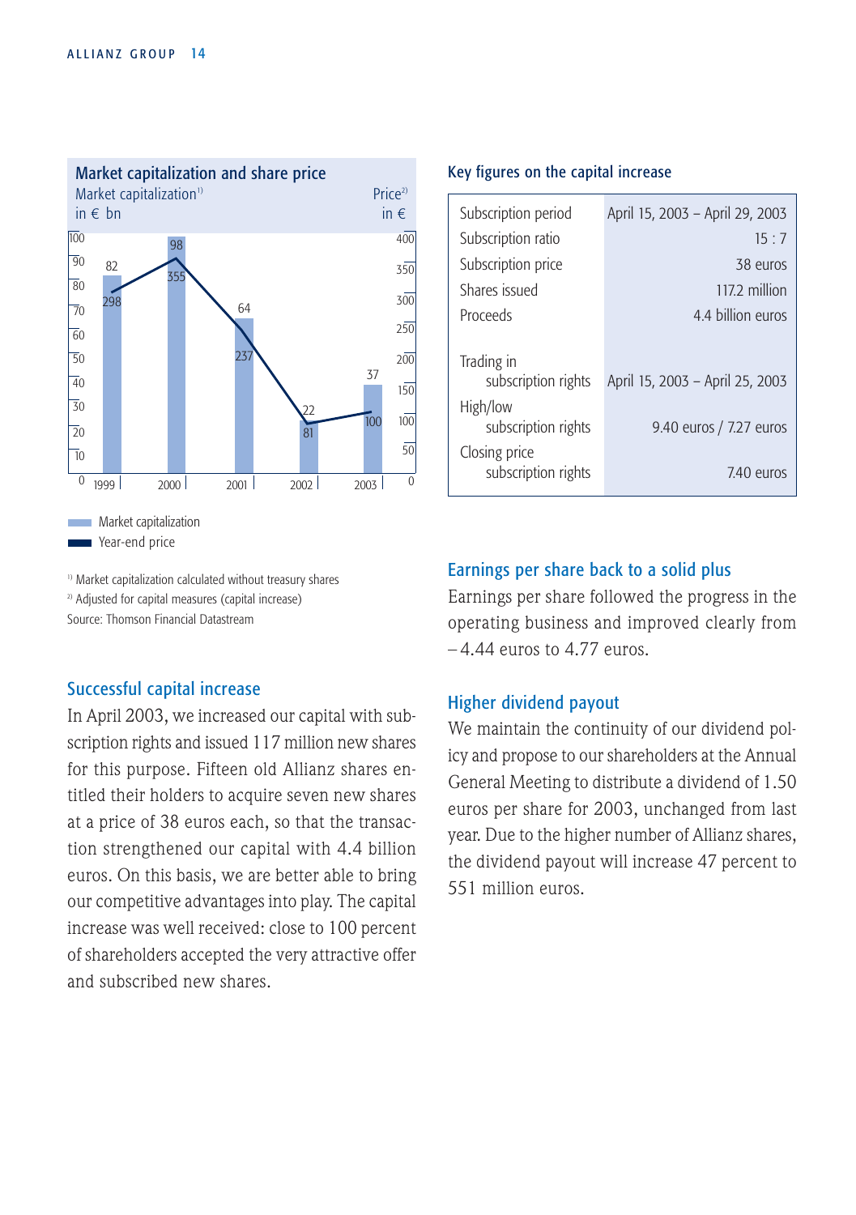## Market capitalization and share price

Market capitalization[1] in € bn

Price[2] in €

1999: 82, 298
2000: 98, 355
2001: 64, 237
2002: 22, 81
2003: 37, 100

Market capitalization

Year-end price

[1] Market capitalization calculated without treasury shares

[2] Adjusted for capital measures (capital increase)

Source: Thomson Financial Datastream

## Successful capital increase

In April 2003, we increased our capital with subscription rights and issued 117 million new shares for this purpose. Fifteen old Allianz shares entitled their holders to acquire seven new shares at a price of 38 euros each, so that the transaction strengthened our capital with 4.4 billion euros. On this basis, we are better able to bring our competitive advantages into play. The capital increase was well received: close to 100 percent of shareholders accepted the very attractive offer and subscribed new shares.

## Key figures on the capital increase

| | |
|---|---|
| Subscription period | April 15, 2003 – April 29, 2003 |
| Subscription ratio | 15 : 7 |
| Subscription price | 38 euros |
| Shares issued | 117.2 million |
| Proceeds | 4.4 billion euros |
| Trading in subscription rights | April 15, 2003 – April 25, 2003 |
| High/low subscription rights | 9.40 euros / 7.27 euros |
| Closing price subscription rights | 7.40 euros |

## Earnings per share back to a solid plus

Earnings per share followed the progress in the operating business and improved clearly from – 4.44 euros to 4.77 euros.

## Higher dividend payout

We maintain the continuity of our dividend policy and propose to our shareholders at the Annual General Meeting to distribute a dividend of 1.50 euros per share for 2003, unchanged from last year. Due to the higher number of Allianz shares, the dividend payout will increase 47 percent to 551 million euros.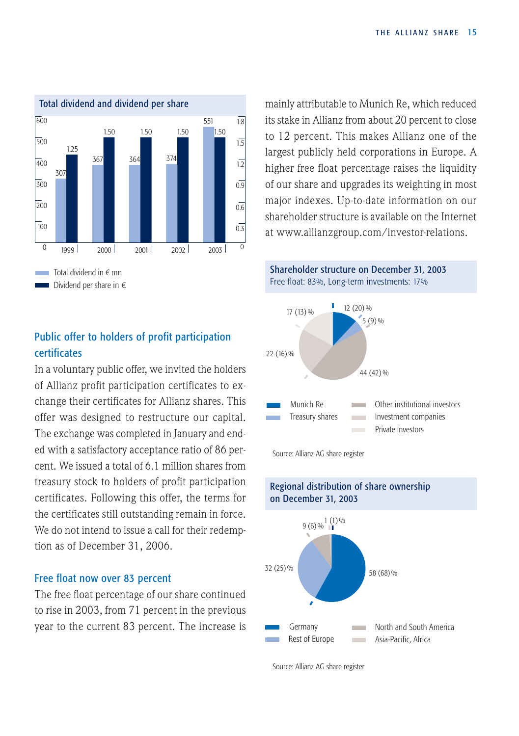**Total dividend and dividend per share**

600
500
400
300
200
100
0

1.8
1.5
1.2
0.9
0.6
0.3
0

1999: 307, 1.25
2000: 367, 1.50
2001: 364, 1.50
2002: 374, 1.50
2003: 551, 1.50

Total dividend in € mn
Dividend per share in €

## Public offer to holders of profit participation certificates

In a voluntary public offer, we invited the holders of Allianz profit participation certificates to exchange their certificates for Allianz shares. This offer was designed to restructure our capital. The exchange was completed in January and ended with a satisfactory acceptance ratio of 86 percent. We issued a total of 6.1 million shares from treasury stock to holders of profit participation certificates. Following this offer, the terms for the certificates still outstanding remain in force. We do not intend to issue a call for their redemption as of December 31, 2006.

## Free float now over 83 percent

The free float percentage of our share continued to rise in 2003, from 71 percent in the previous year to the current 83 percent. The increase is mainly attributable to Munich Re, which reduced its stake in Allianz from about 20 percent to close to 12 percent. This makes Allianz one of the largest publicly held corporations in Europe. A higher free float percentage raises the liquidity of our share and upgrades its weighting in most major indexes. Up-to-date information on our shareholder structure is available on the Internet at www.allianzgroup.com/investor-relations.

**Shareholder structure on December 31, 2003**
Free float: 83%, Long-term investments: 17%

12 (20) %
5 (9) %
44 (42) %
22 (16) %
17 (13) %

Munich Re
Treasury shares
Other institutional investors
Investment companies
Private investors

Source: Allianz AG share register

**Regional distribution of share ownership on December 31, 2003**

58 (68) %
32 (25) %
9 (6) %
1 (1) %

Germany
Rest of Europe
North and South America
Asia-Pacific, Africa

Source: Allianz AG share register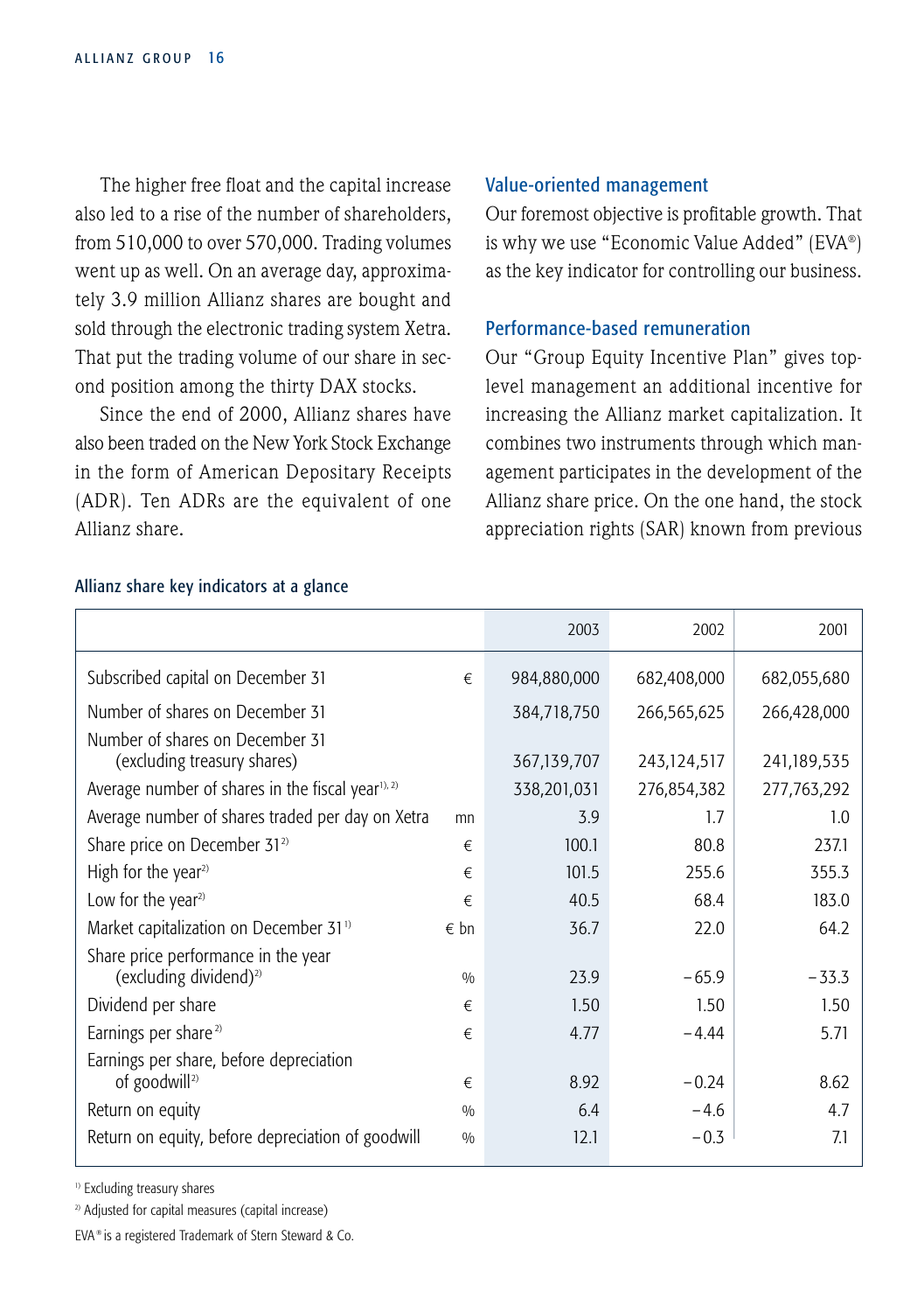The higher free float and the capital increase also led to a rise of the number of shareholders, from 510,000 to over 570,000. Trading volumes went up as well. On an average day, approximately 3.9 million Allianz shares are bought and sold through the electronic trading system Xetra. That put the trading volume of our share in second position among the thirty DAX stocks.

Since the end of 2000, Allianz shares have also been traded on the New York Stock Exchange in the form of American Depositary Receipts (ADR). Ten ADRs are the equivalent of one Allianz share.

### Value-oriented management

Our foremost objective is profitable growth. That is why we use "Economic Value Added" (EVA®) as the key indicator for controlling our business.

### Performance-based remuneration

Our "Group Equity Incentive Plan" gives top-level management an additional incentive for increasing the Allianz market capitalization. It combines two instruments through which management participates in the development of the Allianz share price. On the one hand, the stock appreciation rights (SAR) known from previous

#### Allianz share key indicators at a glance

| | | 2003 | 2002 | 2001 |
|---|---|---|---|---|
| Subscribed capital on December 31 | € | 984,880,000 | 682,408,000 | 682,055,680 |
| Number of shares on December 31 | | 384,718,750 | 266,565,625 | 266,428,000 |
| Number of shares on December 31 (excluding treasury shares) | | 367,139,707 | 243,124,517 | 241,189,535 |
| Average number of shares in the fiscal year[1), 2)] | | 338,201,031 | 276,854,382 | 277,763,292 |
| Average number of shares traded per day on Xetra | mn | 3.9 | 1.7 | 1.0 |
| Share price on December 31[2)] | € | 100.1 | 80.8 | 237.1 |
| High for the year[2)] | € | 101.5 | 255.6 | 355.3 |
| Low for the year[2)] | € | 40.5 | 68.4 | 183.0 |
| Market capitalization on December 31[1)] | € bn | 36.7 | 22.0 | 64.2 |
| Share price performance in the year (excluding dividend)[2)] | % | 23.9 | −65.9 | −33.3 |
| Dividend per share | € | 1.50 | 1.50 | 1.50 |
| Earnings per share[2)] | € | 4.77 | −4.44 | 5.71 |
| Earnings per share, before depreciation of goodwill[2)] | € | 8.92 | −0.24 | 8.62 |
| Return on equity | % | 6.4 | −4.6 | 4.7 |
| Return on equity, before depreciation of goodwill | % | 12.1 | −0.3 | 7.1 |

1) Excluding treasury shares

2) Adjusted for capital measures (capital increase)

EVA® is a registered Trademark of Stern Steward & Co.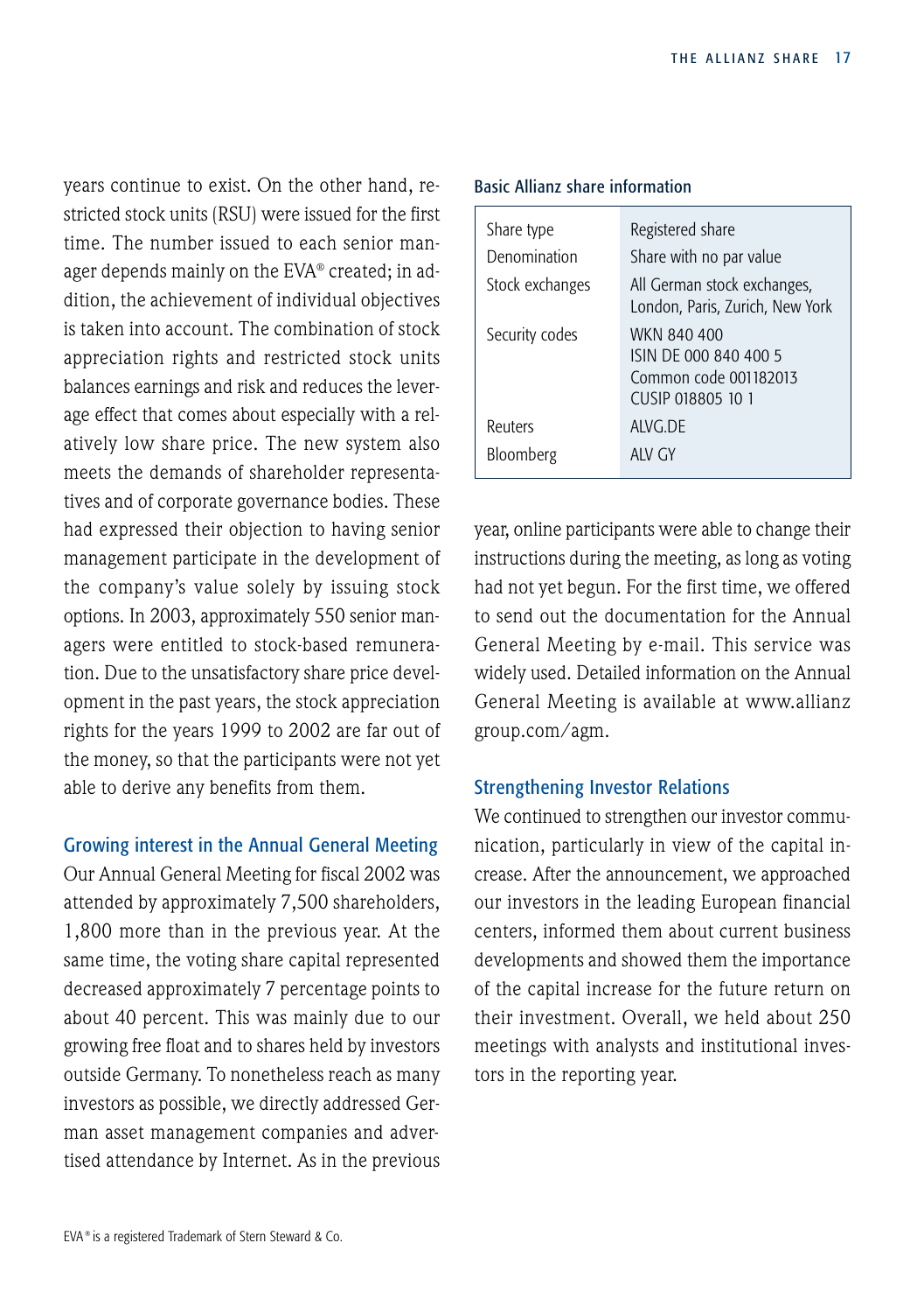years continue to exist. On the other hand, restricted stock units (RSU) were issued for the first time. The number issued to each senior manager depends mainly on the EVA® created; in addition, the achievement of individual objectives is taken into account. The combination of stock appreciation rights and restricted stock units balances earnings and risk and reduces the leverage effect that comes about especially with a relatively low share price. The new system also meets the demands of shareholder representatives and of corporate governance bodies. These had expressed their objection to having senior management participate in the development of the company's value solely by issuing stock options. In 2003, approximately 550 senior managers were entitled to stock-based remuneration. Due to the unsatisfactory share price development in the past years, the stock appreciation rights for the years 1999 to 2002 are far out of the money, so that the participants were not yet able to derive any benefits from them.

### Growing interest in the Annual General Meeting

Our Annual General Meeting for fiscal 2002 was attended by approximately 7,500 shareholders, 1,800 more than in the previous year. At the same time, the voting share capital represented decreased approximately 7 percentage points to about 40 percent. This was mainly due to our growing free float and to shares held by investors outside Germany. To nonetheless reach as many investors as possible, we directly addressed German asset management companies and advertised attendance by Internet. As in the previous year, online participants were able to change their instructions during the meeting, as long as voting had not yet begun. For the first time, we offered to send out the documentation for the Annual General Meeting by e-mail. This service was widely used. Detailed information on the Annual General Meeting is available at www.allianz group.com/agm.

**Basic Allianz share information**

| | |
|---|---|
| Share type | Registered share |
| Denomination | Share with no par value |
| Stock exchanges | All German stock exchanges, London, Paris, Zurich, New York |
| Security codes | WKN 840 400<br>ISIN DE 000 840 400 5<br>Common code 001182013<br>CUSIP 018805 10 1 |
| Reuters | ALVG.DE |
| Bloomberg | ALV GY |

### Strengthening Investor Relations

We continued to strengthen our investor communication, particularly in view of the capital increase. After the announcement, we approached our investors in the leading European financial centers, informed them about current business developments and showed them the importance of the capital increase for the future return on their investment. Overall, we held about 250 meetings with analysts and institutional investors in the reporting year.

EVA® is a registered Trademark of Stern Steward & Co.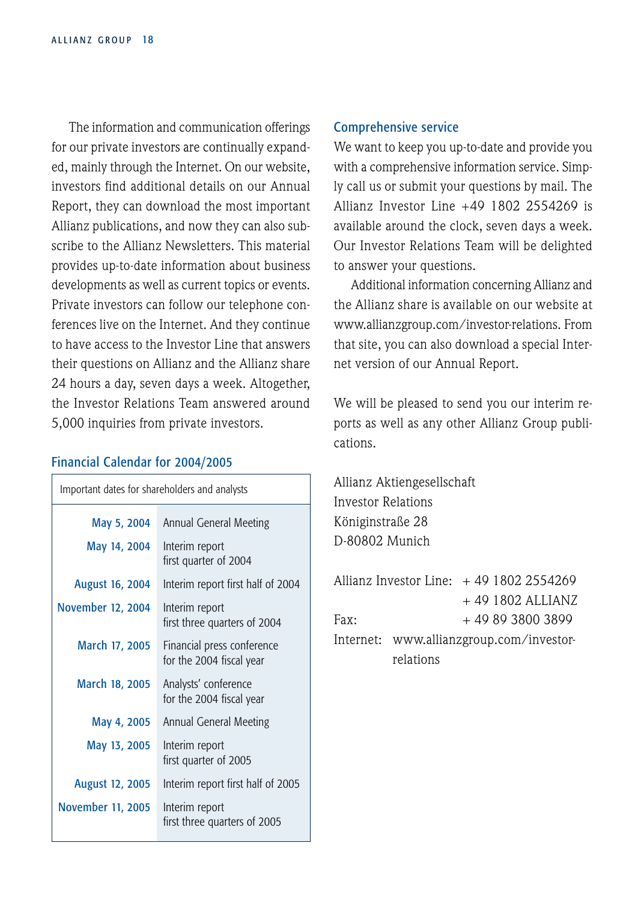The information and communication offerings for our private investors are continually expanded, mainly through the Internet. On our website, investors find additional details on our Annual Report, they can download the most important Allianz publications, and now they can also subscribe to the Allianz Newsletters. This material provides up-to-date information about business developments as well as current topics or events. Private investors can follow our telephone conferences live on the Internet. And they continue to have access to the Investor Line that answers their questions on Allianz and the Allianz share 24 hours a day, seven days a week. Altogether, the Investor Relations Team answered around 5,000 inquiries from private investors.

## Financial Calendar for 2004/2005

| Important dates for shareholders and analysts | |
|---|---|
| May 5, 2004 | Annual General Meeting |
| May 14, 2004 | Interim report first quarter of 2004 |
| August 16, 2004 | Interim report first half of 2004 |
| November 12, 2004 | Interim report first three quarters of 2004 |
| March 17, 2005 | Financial press conference for the 2004 fiscal year |
| March 18, 2005 | Analysts' conference for the 2004 fiscal year |
| May 4, 2005 | Annual General Meeting |
| May 13, 2005 | Interim report first quarter of 2005 |
| August 12, 2005 | Interim report first half of 2005 |
| November 11, 2005 | Interim report first three quarters of 2005 |

## Comprehensive service

We want to keep you up-to-date and provide you with a comprehensive information service. Simply call us or submit your questions by mail. The Allianz Investor Line +49 1802 2554269 is available around the clock, seven days a week. Our Investor Relations Team will be delighted to answer your questions.

Additional information concerning Allianz and the Allianz share is available on our website at www.allianzgroup.com/investor-relations. From that site, you can also download a special Internet version of our Annual Report.

We will be pleased to send you our interim reports as well as any other Allianz Group publications.

Allianz Aktiengesellschaft
Investor Relations
Königinstraße 28
D-80802 Munich

Allianz Investor Line: + 49 1802 2554269
+ 49 1802 ALLIANZ
Fax: + 49 89 3800 3899
Internet: www.allianzgroup.com/investor-relations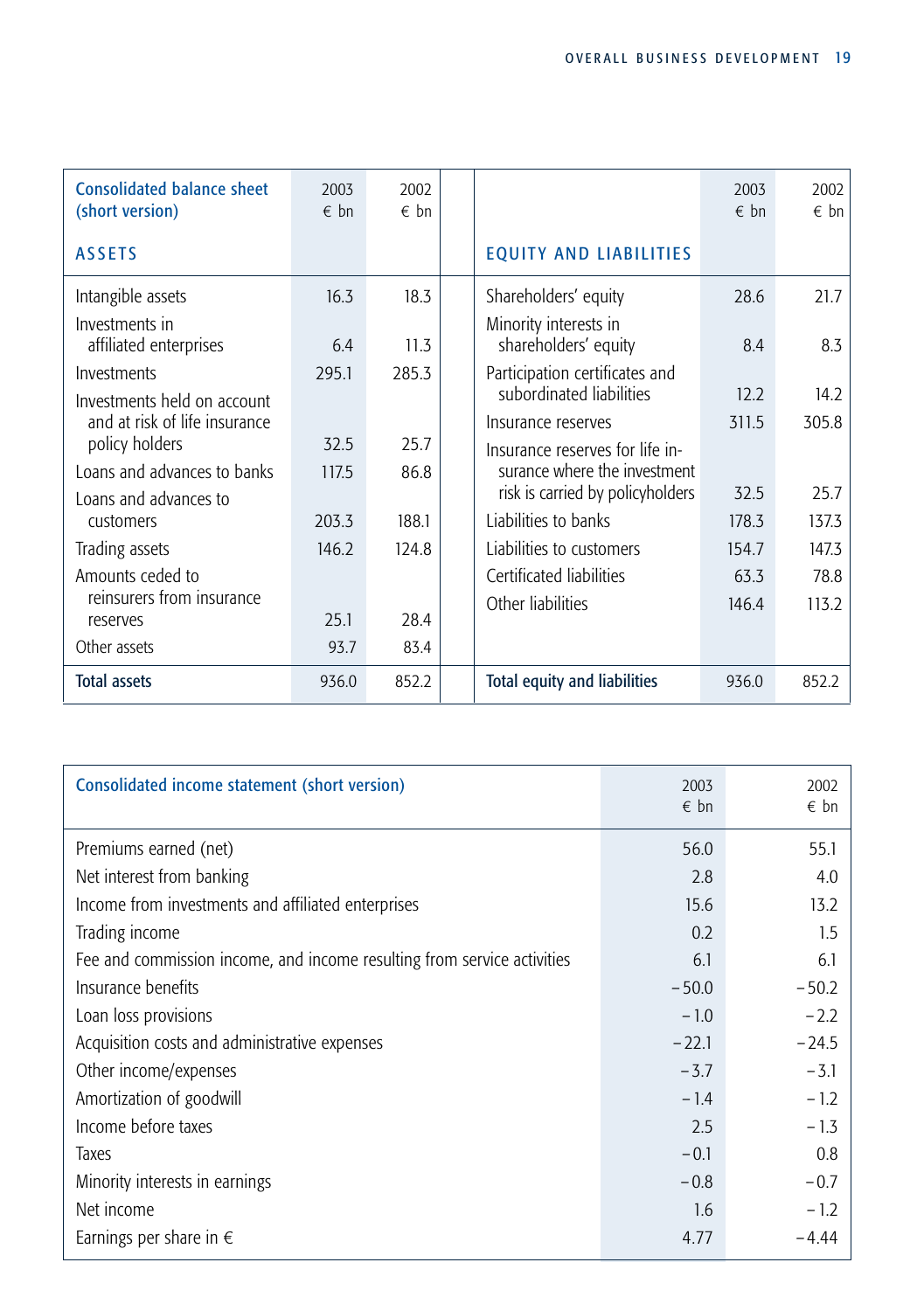| Consolidated balance sheet (short version) ASSETS | 2003 € bn | 2002 € bn | EQUITY AND LIABILITIES | 2003 € bn | 2002 € bn |
|---|---|---|---|---|---|
| Intangible assets | 16.3 | 18.3 | Shareholders' equity | 28.6 | 21.7 |
| Investments in affiliated enterprises | 6.4 | 11.3 | Minority interests in shareholders' equity | 8.4 | 8.3 |
| Investments | 295.1 | 285.3 | Participation certificates and subordinated liabilities | 12.2 | 14.2 |
| Investments held on account and at risk of life insurance policy holders | 32.5 | 25.7 | Insurance reserves | 311.5 | 305.8 |
| Loans and advances to banks | 117.5 | 86.8 | Insurance reserves for life insurance where the investment risk is carried by policyholders | 32.5 | 25.7 |
| Loans and advances to customers | 203.3 | 188.1 | Liabilities to banks | 178.3 | 137.3 |
| Trading assets | 146.2 | 124.8 | Liabilities to customers | 154.7 | 147.3 |
| Amounts ceded to reinsurers from insurance reserves | 25.1 | 28.4 | Certificated liabilities | 63.3 | 78.8 |
| Other assets | 93.7 | 83.4 | Other liabilities | 146.4 | 113.2 |
| **Total assets** | 936.0 | 852.2 | **Total equity and liabilities** | 936.0 | 852.2 |

| Consolidated income statement (short version) | 2003 € bn | 2002 € bn |
|---|---|---|
| Premiums earned (net) | 56.0 | 55.1 |
| Net interest from banking | 2.8 | 4.0 |
| Income from investments and affiliated enterprises | 15.6 | 13.2 |
| Trading income | 0.2 | 1.5 |
| Fee and commission income, and income resulting from service activities | 6.1 | 6.1 |
| Insurance benefits | −50.0 | −50.2 |
| Loan loss provisions | −1.0 | −2.2 |
| Acquisition costs and administrative expenses | −22.1 | −24.5 |
| Other income/expenses | −3.7 | −3.1 |
| Amortization of goodwill | −1.4 | −1.2 |
| Income before taxes | 2.5 | −1.3 |
| Taxes | −0.1 | 0.8 |
| Minority interests in earnings | −0.8 | −0.7 |
| Net income | 1.6 | −1.2 |
| Earnings per share in € | 4.77 | −4.44 |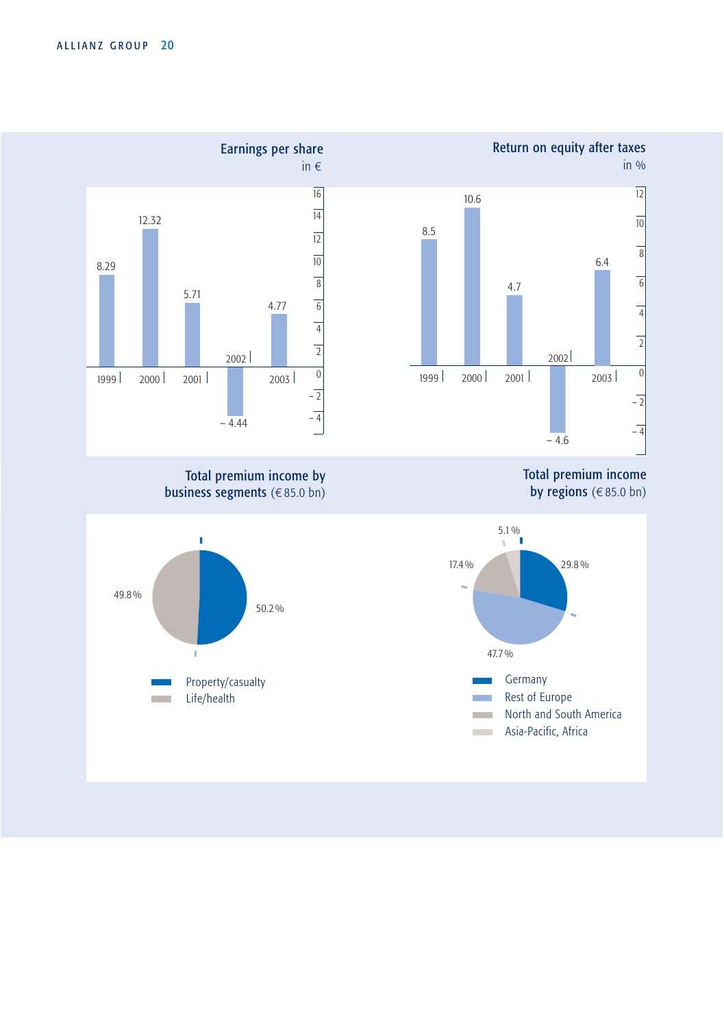## Earnings per share

in €

8.29

12.32

5.71

– 4.44

4.77

1999 2000 2001 2002 2003

16 14 12 10 8 6 4 2 0 – 2 – 4

## Return on equity after taxes

in %

8.5

10.6

4.7

– 4.6

6.4

1999 2000 2001 2002 2003

12 10 8 6 4 2 0 – 2 – 4

## Total premium income by business segments (€ 85.0 bn)

49.8 %

50.2 %

Property/casualty

Life/health

## Total premium income by regions (€ 85.0 bn)

5.1 %

17.4 %

29.8 %

47.7 %

Germany

Rest of Europe

North and South America

Asia-Pacific, Africa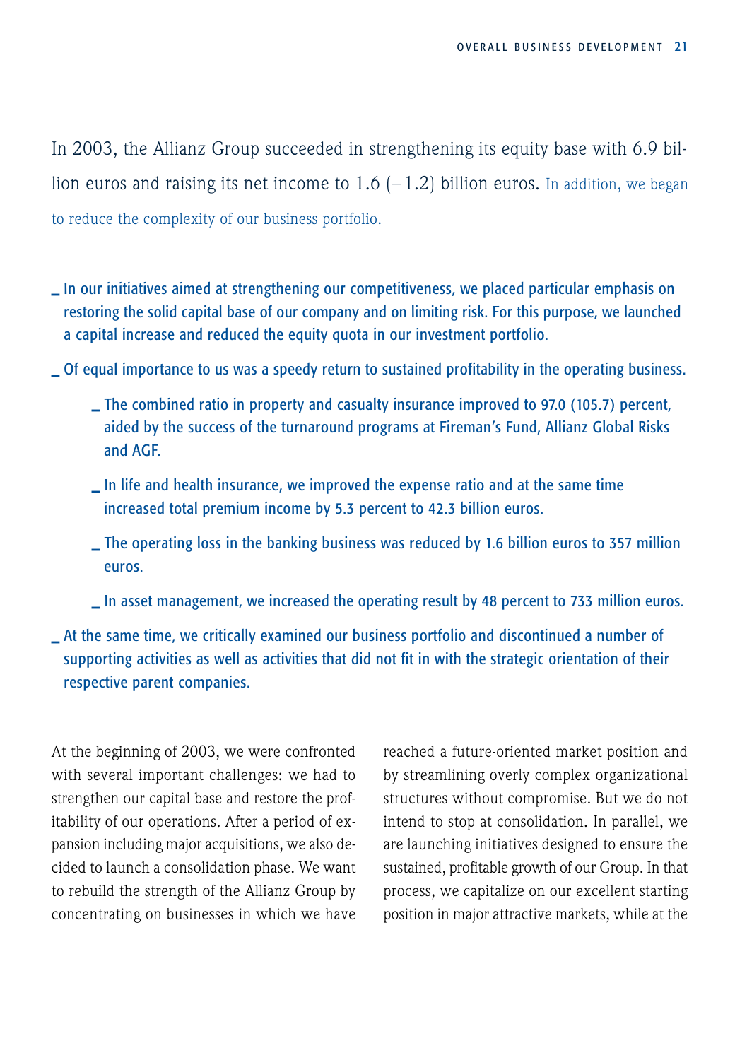In 2003, the Allianz Group succeeded in strengthening its equity base with 6.9 billion euros and raising its net income to 1.6 (– 1.2) billion euros. In addition, we began to reduce the complexity of our business portfolio.

- In our initiatives aimed at strengthening our competitiveness, we placed particular emphasis on restoring the solid capital base of our company and on limiting risk. For this purpose, we launched a capital increase and reduced the equity quota in our investment portfolio.
- Of equal importance to us was a speedy return to sustained profitability in the operating business.
  - The combined ratio in property and casualty insurance improved to 97.0 (105.7) percent, aided by the success of the turnaround programs at Fireman's Fund, Allianz Global Risks and AGF.
  - In life and health insurance, we improved the expense ratio and at the same time increased total premium income by 5.3 percent to 42.3 billion euros.
  - The operating loss in the banking business was reduced by 1.6 billion euros to 357 million euros.
  - In asset management, we increased the operating result by 48 percent to 733 million euros.
- At the same time, we critically examined our business portfolio and discontinued a number of supporting activities as well as activities that did not fit in with the strategic orientation of their respective parent companies.

At the beginning of 2003, we were confronted with several important challenges: we had to strengthen our capital base and restore the profitability of our operations. After a period of expansion including major acquisitions, we also decided to launch a consolidation phase. We want to rebuild the strength of the Allianz Group by concentrating on businesses in which we have reached a future-oriented market position and by streamlining overly complex organizational structures without compromise. But we do not intend to stop at consolidation. In parallel, we are launching initiatives designed to ensure the sustained, profitable growth of our Group. In that process, we capitalize on our excellent starting position in major attractive markets, while at the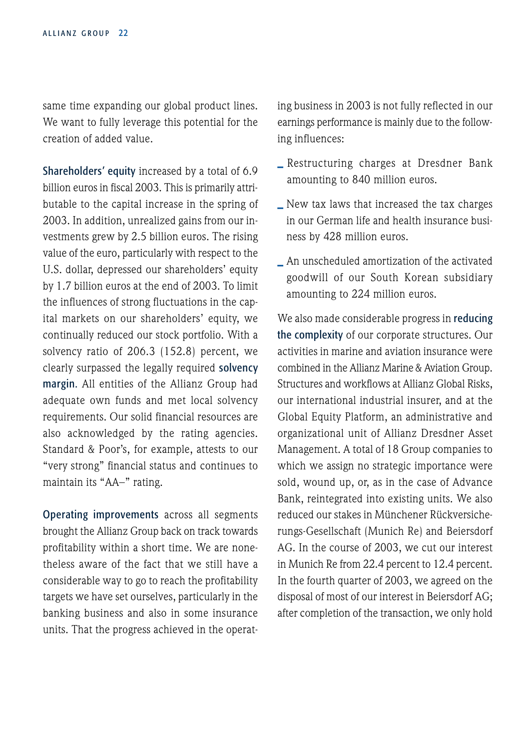same time expanding our global product lines. We want to fully leverage this potential for the creation of added value.

**Shareholders' equity** increased by a total of 6.9 billion euros in fiscal 2003. This is primarily attributable to the capital increase in the spring of 2003. In addition, unrealized gains from our investments grew by 2.5 billion euros. The rising value of the euro, particularly with respect to the U.S. dollar, depressed our shareholders' equity by 1.7 billion euros at the end of 2003. To limit the influences of strong fluctuations in the capital markets on our shareholders' equity, we continually reduced our stock portfolio. With a solvency ratio of 206.3 (152.8) percent, we clearly surpassed the legally required **solvency margin**. All entities of the Allianz Group had adequate own funds and met local solvency requirements. Our solid financial resources are also acknowledged by the rating agencies. Standard & Poor's, for example, attests to our "very strong" financial status and continues to maintain its "AA–" rating.

**Operating improvements** across all segments brought the Allianz Group back on track towards profitability within a short time. We are nonetheless aware of the fact that we still have a considerable way to go to reach the profitability targets we have set ourselves, particularly in the banking business and also in some insurance units. That the progress achieved in the operating business in 2003 is not fully reflected in our earnings performance is mainly due to the following influences:

- Restructuring charges at Dresdner Bank amounting to 840 million euros.
- New tax laws that increased the tax charges in our German life and health insurance business by 428 million euros.
- An unscheduled amortization of the activated goodwill of our South Korean subsidiary amounting to 224 million euros.

We also made considerable progress in **reducing the complexity** of our corporate structures. Our activities in marine and aviation insurance were combined in the Allianz Marine & Aviation Group. Structures and workflows at Allianz Global Risks, our international industrial insurer, and at the Global Equity Platform, an administrative and organizational unit of Allianz Dresdner Asset Management. A total of 18 Group companies to which we assign no strategic importance were sold, wound up, or, as in the case of Advance Bank, reintegrated into existing units. We also reduced our stakes in Münchener Rückversicherungs-Gesellschaft (Munich Re) and Beiersdorf AG. In the course of 2003, we cut our interest in Munich Re from 22.4 percent to 12.4 percent. In the fourth quarter of 2003, we agreed on the disposal of most of our interest in Beiersdorf AG; after completion of the transaction, we only hold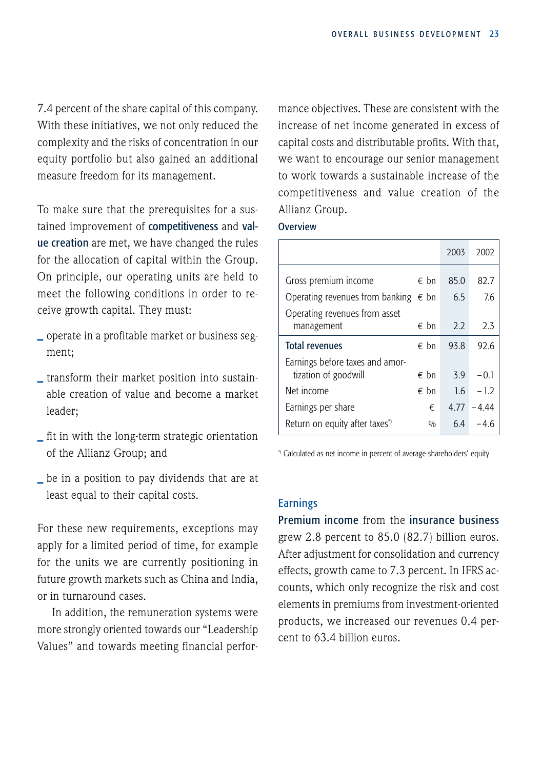7.4 percent of the share capital of this company. With these initiatives, we not only reduced the complexity and the risks of concentration in our equity portfolio but also gained an additional measure freedom for its management.

To make sure that the prerequisites for a sustained improvement of **competitiveness** and **value creation** are met, we have changed the rules for the allocation of capital within the Group. On principle, our operating units are held to meet the following conditions in order to receive growth capital. They must:

- operate in a profitable market or business segment;
- transform their market position into sustainable creation of value and become a market leader;
- fit in with the long-term strategic orientation of the Allianz Group; and
- be in a position to pay dividends that are at least equal to their capital costs.

For these new requirements, exceptions may apply for a limited period of time, for example for the units we are currently positioning in future growth markets such as China and India, or in turnaround cases.

In addition, the remuneration systems were more strongly oriented towards our "Leadership Values" and towards meeting financial performance objectives. These are consistent with the increase of net income generated in excess of capital costs and distributable profits. With that, we want to encourage our senior management to work towards a sustainable increase of the competitiveness and value creation of the Allianz Group.

**Overview**

| | | 2003 | 2002 |
|---|---|---|---|
| Gross premium income | € bn | 85.0 | 82.7 |
| Operating revenues from banking | € bn | 6.5 | 7.6 |
| Operating revenues from asset management | € bn | 2.2 | 2.3 |
| **Total revenues** | € bn | 93.8 | 92.6 |
| Earnings before taxes and amortization of goodwill | € bn | 3.9 | −0.1 |
| Net income | € bn | 1.6 | −1.2 |
| Earnings per share | € | 4.77 | −4.44 |
| Return on equity after taxes[*] | % | 6.4 | −4.6 |

[*] Calculated as net income in percent of average shareholders' equity

## Earnings

**Premium income** from the **insurance business** grew 2.8 percent to 85.0 (82.7) billion euros. After adjustment for consolidation and currency effects, growth came to 7.3 percent. In IFRS accounts, which only recognize the risk and cost elements in premiums from investment-oriented products, we increased our revenues 0.4 percent to 63.4 billion euros.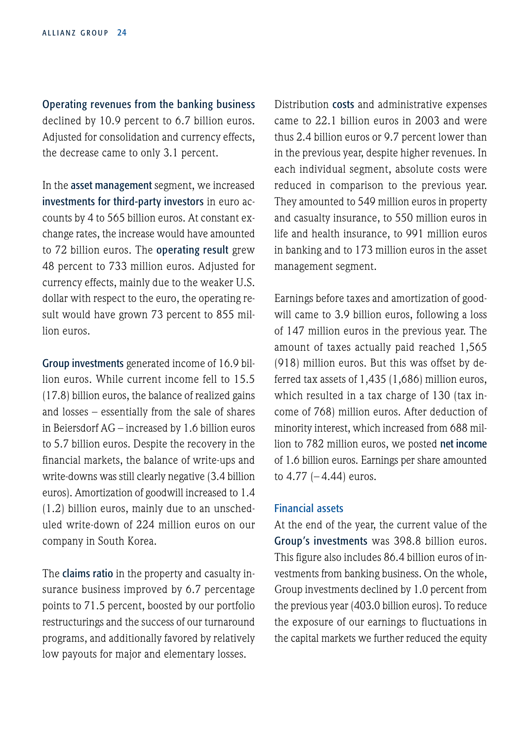**Operating revenues from the banking business** declined by 10.9 percent to 6.7 billion euros. Adjusted for consolidation and currency effects, the decrease came to only 3.1 percent.

In the **asset management** segment, we increased **investments for third-party investors** in euro accounts by 4 to 565 billion euros. At constant exchange rates, the increase would have amounted to 72 billion euros. The **operating result** grew 48 percent to 733 million euros. Adjusted for currency effects, mainly due to the weaker U.S. dollar with respect to the euro, the operating result would have grown 73 percent to 855 million euros.

**Group investments** generated income of 16.9 billion euros. While current income fell to 15.5 (17.8) billion euros, the balance of realized gains and losses – essentially from the sale of shares in Beiersdorf AG – increased by 1.6 billion euros to 5.7 billion euros. Despite the recovery in the financial markets, the balance of write-ups and write-downs was still clearly negative (3.4 billion euros). Amortization of goodwill increased to 1.4 (1.2) billion euros, mainly due to an unscheduled write-down of 224 million euros on our company in South Korea.

The **claims ratio** in the property and casualty insurance business improved by 6.7 percentage points to 71.5 percent, boosted by our portfolio restructurings and the success of our turnaround programs, and additionally favored by relatively low payouts for major and elementary losses.

Distribution **costs** and administrative expenses came to 22.1 billion euros in 2003 and were thus 2.4 billion euros or 9.7 percent lower than in the previous year, despite higher revenues. In each individual segment, absolute costs were reduced in comparison to the previous year. They amounted to 549 million euros in property and casualty insurance, to 550 million euros in life and health insurance, to 991 million euros in banking and to 173 million euros in the asset management segment.

Earnings before taxes and amortization of goodwill came to 3.9 billion euros, following a loss of 147 million euros in the previous year. The amount of taxes actually paid reached 1,565 (918) million euros. But this was offset by deferred tax assets of 1,435 (1,686) million euros, which resulted in a tax charge of 130 (tax income of 768) million euros. After deduction of minority interest, which increased from 688 million to 782 million euros, we posted **net income** of 1.6 billion euros. Earnings per share amounted to 4.77 (– 4.44) euros.

## Financial assets

At the end of the year, the current value of the **Group's investments** was 398.8 billion euros. This figure also includes 86.4 billion euros of investments from banking business. On the whole, Group investments declined by 1.0 percent from the previous year (403.0 billion euros). To reduce the exposure of our earnings to fluctuations in the capital markets we further reduced the equity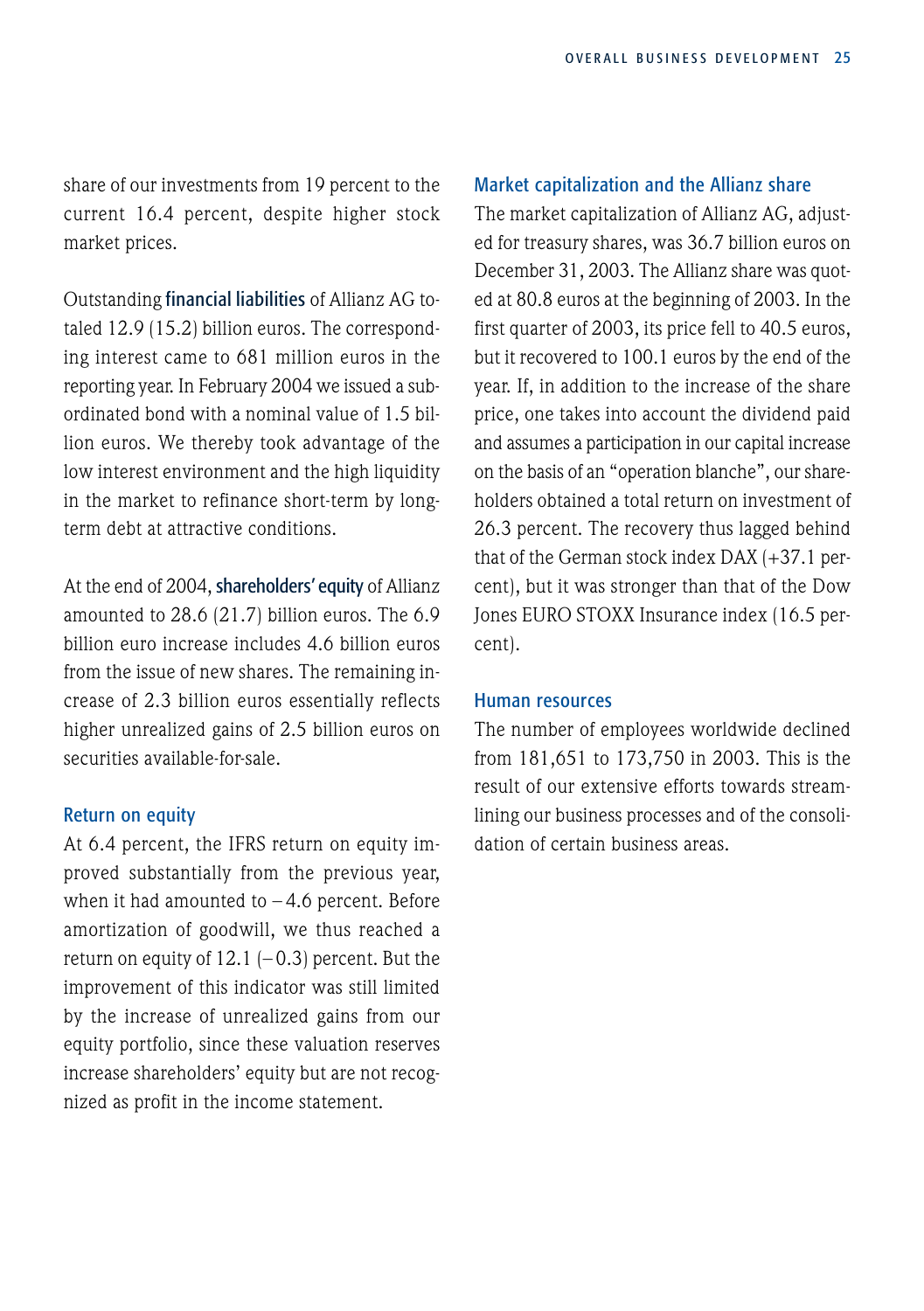share of our investments from 19 percent to the current 16.4 percent, despite higher stock market prices.

Outstanding **financial liabilities** of Allianz AG totaled 12.9 (15.2) billion euros. The corresponding interest came to 681 million euros in the reporting year. In February 2004 we issued a subordinated bond with a nominal value of 1.5 billion euros. We thereby took advantage of the low interest environment and the high liquidity in the market to refinance short-term by long-term debt at attractive conditions.

At the end of 2004, **shareholders' equity** of Allianz amounted to 28.6 (21.7) billion euros. The 6.9 billion euro increase includes 4.6 billion euros from the issue of new shares. The remaining increase of 2.3 billion euros essentially reflects higher unrealized gains of 2.5 billion euros on securities available-for-sale.

### Return on equity

At 6.4 percent, the IFRS return on equity improved substantially from the previous year, when it had amounted to – 4.6 percent. Before amortization of goodwill, we thus reached a return on equity of 12.1 (– 0.3) percent. But the improvement of this indicator was still limited by the increase of unrealized gains from our equity portfolio, since these valuation reserves increase shareholders' equity but are not recognized as profit in the income statement.

### Market capitalization and the Allianz share

The market capitalization of Allianz AG, adjusted for treasury shares, was 36.7 billion euros on December 31, 2003. The Allianz share was quoted at 80.8 euros at the beginning of 2003. In the first quarter of 2003, its price fell to 40.5 euros, but it recovered to 100.1 euros by the end of the year. If, in addition to the increase of the share price, one takes into account the dividend paid and assumes a participation in our capital increase on the basis of an "operation blanche", our shareholders obtained a total return on investment of 26.3 percent. The recovery thus lagged behind that of the German stock index DAX (+37.1 percent), but it was stronger than that of the Dow Jones EURO STOXX Insurance index (16.5 percent).

### Human resources

The number of employees worldwide declined from 181,651 to 173,750 in 2003. This is the result of our extensive efforts towards streamlining our business processes and of the consolidation of certain business areas.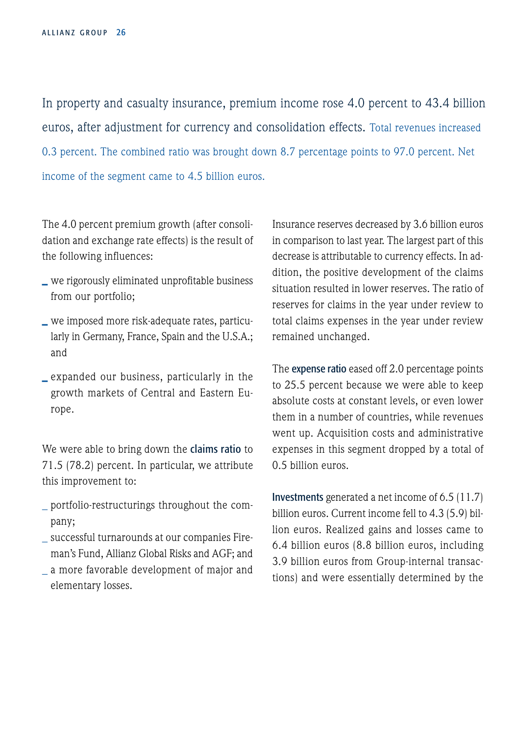In property and casualty insurance, premium income rose 4.0 percent to 43.4 billion euros, after adjustment for currency and consolidation effects. Total revenues increased 0.3 percent. The combined ratio was brought down 8.7 percentage points to 97.0 percent. Net income of the segment came to 4.5 billion euros.

The 4.0 percent premium growth (after consolidation and exchange rate effects) is the result of the following influences:

- we rigorously eliminated unprofitable business from our portfolio;
- we imposed more risk-adequate rates, particularly in Germany, France, Spain and the U.S.A.; and
- expanded our business, particularly in the growth markets of Central and Eastern Europe.

We were able to bring down the **claims ratio** to 71.5 (78.2) percent. In particular, we attribute this improvement to:

- portfolio-restructurings throughout the company;
- successful turnarounds at our companies Fireman's Fund, Allianz Global Risks and AGF; and
- a more favorable development of major and elementary losses.

Insurance reserves decreased by 3.6 billion euros in comparison to last year. The largest part of this decrease is attributable to currency effects. In addition, the positive development of the claims situation resulted in lower reserves. The ratio of reserves for claims in the year under review to total claims expenses in the year under review remained unchanged.

The **expense ratio** eased off 2.0 percentage points to 25.5 percent because we were able to keep absolute costs at constant levels, or even lower them in a number of countries, while revenues went up. Acquisition costs and administrative expenses in this segment dropped by a total of 0.5 billion euros.

**Investments** generated a net income of 6.5 (11.7) billion euros. Current income fell to 4.3 (5.9) billion euros. Realized gains and losses came to 6.4 billion euros (8.8 billion euros, including 3.9 billion euros from Group-internal transactions) and were essentially determined by the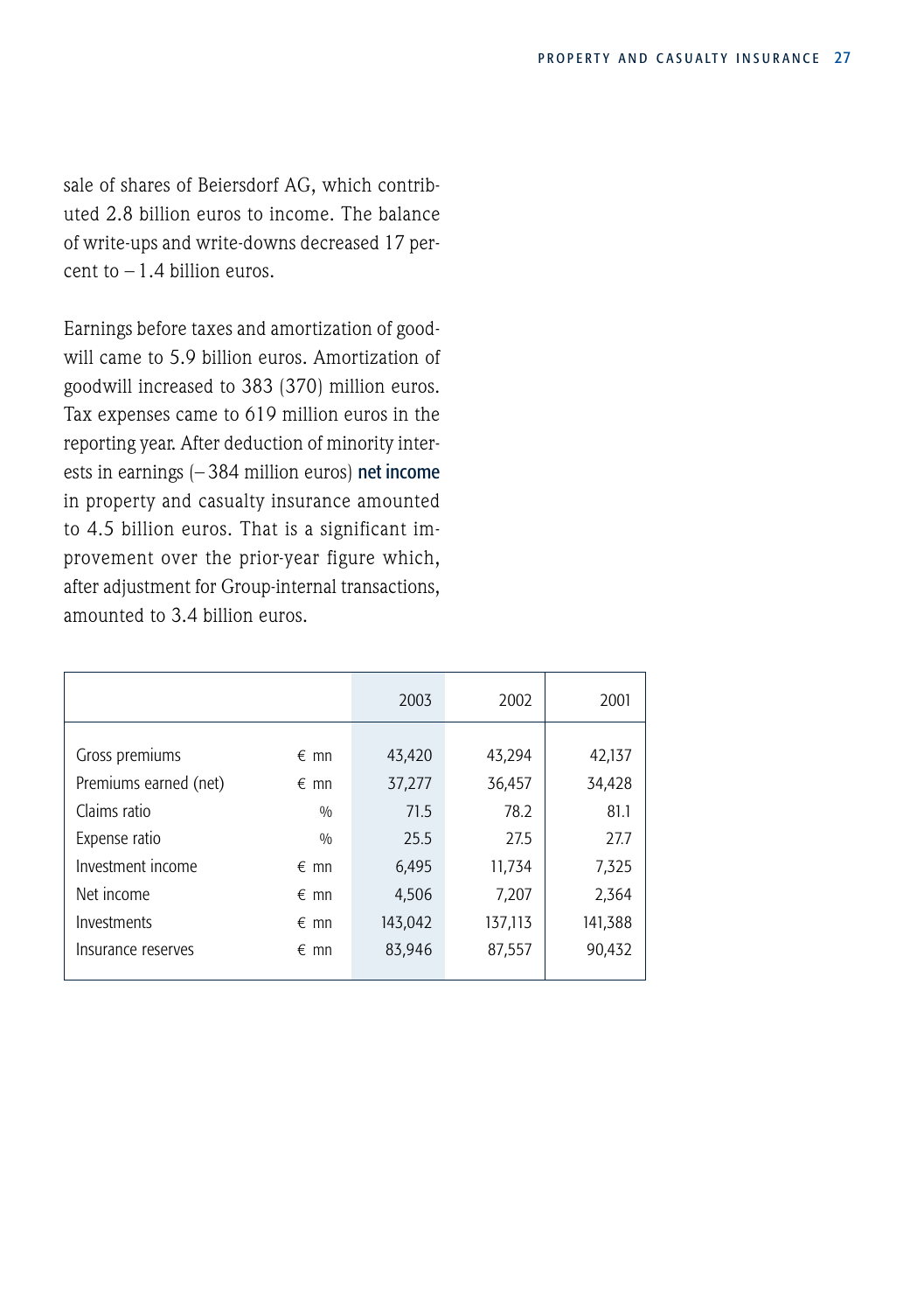sale of shares of Beiersdorf AG, which contributed 2.8 billion euros to income. The balance of write-ups and write-downs decreased 17 percent to – 1.4 billion euros.

Earnings before taxes and amortization of goodwill came to 5.9 billion euros. Amortization of goodwill increased to 383 (370) million euros. Tax expenses came to 619 million euros in the reporting year. After deduction of minority interests in earnings (– 384 million euros) **net income** in property and casualty insurance amounted to 4.5 billion euros. That is a significant improvement over the prior-year figure which, after adjustment for Group-internal transactions, amounted to 3.4 billion euros.

| | | 2003 | 2002 | 2001 |
|---|---|---|---|---|
| Gross premiums | € mn | 43,420 | 43,294 | 42,137 |
| Premiums earned (net) | € mn | 37,277 | 36,457 | 34,428 |
| Claims ratio | % | 71.5 | 78.2 | 81.1 |
| Expense ratio | % | 25.5 | 27.5 | 27.7 |
| Investment income | € mn | 6,495 | 11,734 | 7,325 |
| Net income | € mn | 4,506 | 7,207 | 2,364 |
| Investments | € mn | 143,042 | 137,113 | 141,388 |
| Insurance reserves | € mn | 83,946 | 87,557 | 90,432 |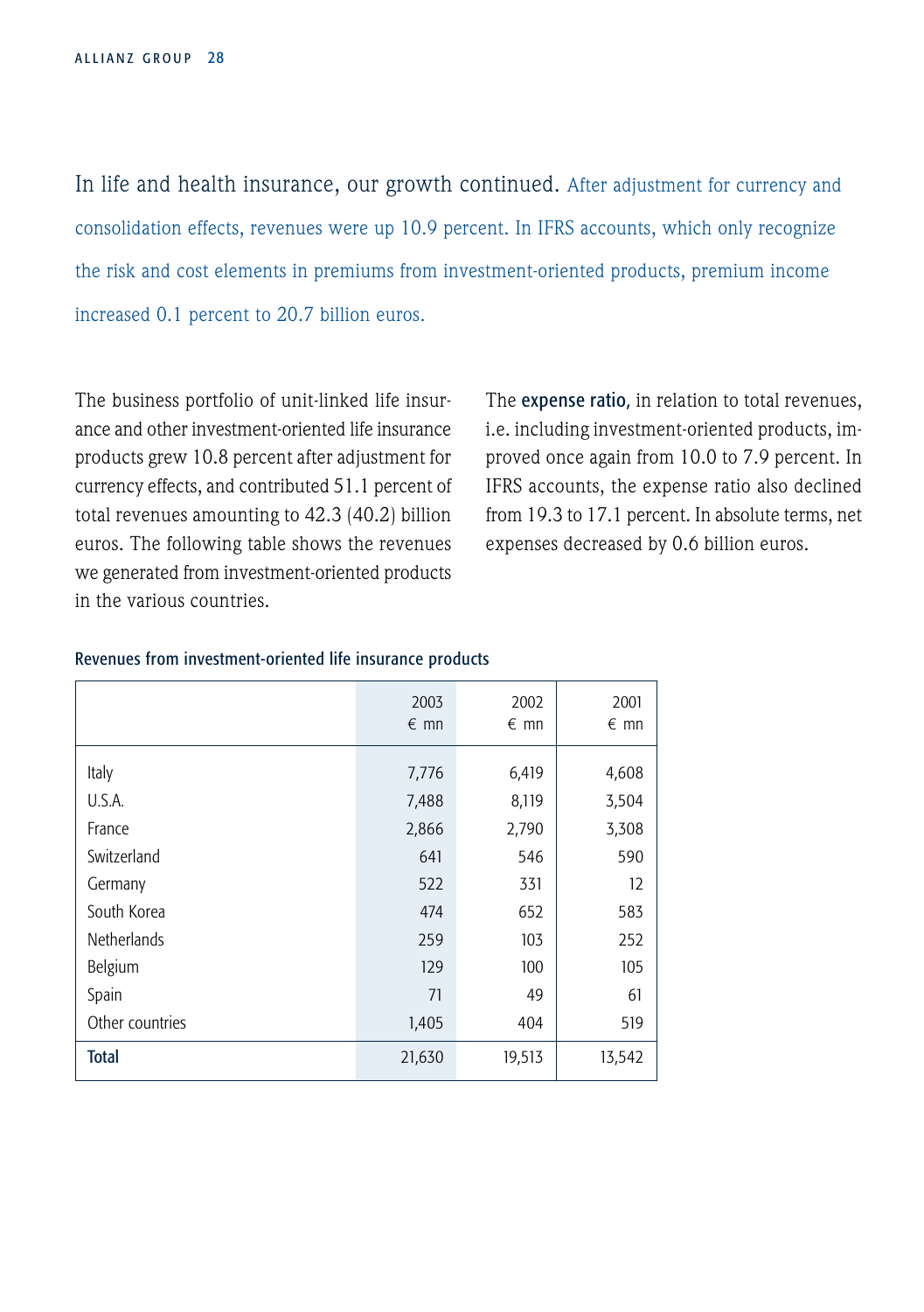In life and health insurance, our growth continued. After adjustment for currency and consolidation effects, revenues were up 10.9 percent. In IFRS accounts, which only recognize the risk and cost elements in premiums from investment-oriented products, premium income increased 0.1 percent to 20.7 billion euros.

The business portfolio of unit-linked life insurance and other investment-oriented life insurance products grew 10.8 percent after adjustment for currency effects, and contributed 51.1 percent of total revenues amounting to 42.3 (40.2) billion euros. The following table shows the revenues we generated from investment-oriented products in the various countries.

The **expense ratio**, in relation to total revenues, i.e. including investment-oriented products, improved once again from 10.0 to 7.9 percent. In IFRS accounts, the expense ratio also declined from 19.3 to 17.1 percent. In absolute terms, net expenses decreased by 0.6 billion euros.

**Revenues from investment-oriented life insurance products**

| | 2003 € mn | 2002 € mn | 2001 € mn |
|---|---|---|---|
| Italy | 7,776 | 6,419 | 4,608 |
| U.S.A. | 7,488 | 8,119 | 3,504 |
| France | 2,866 | 2,790 | 3,308 |
| Switzerland | 641 | 546 | 590 |
| Germany | 522 | 331 | 12 |
| South Korea | 474 | 652 | 583 |
| Netherlands | 259 | 103 | 252 |
| Belgium | 129 | 100 | 105 |
| Spain | 71 | 49 | 61 |
| Other countries | 1,405 | 404 | 519 |
| **Total** | 21,630 | 19,513 | 13,542 |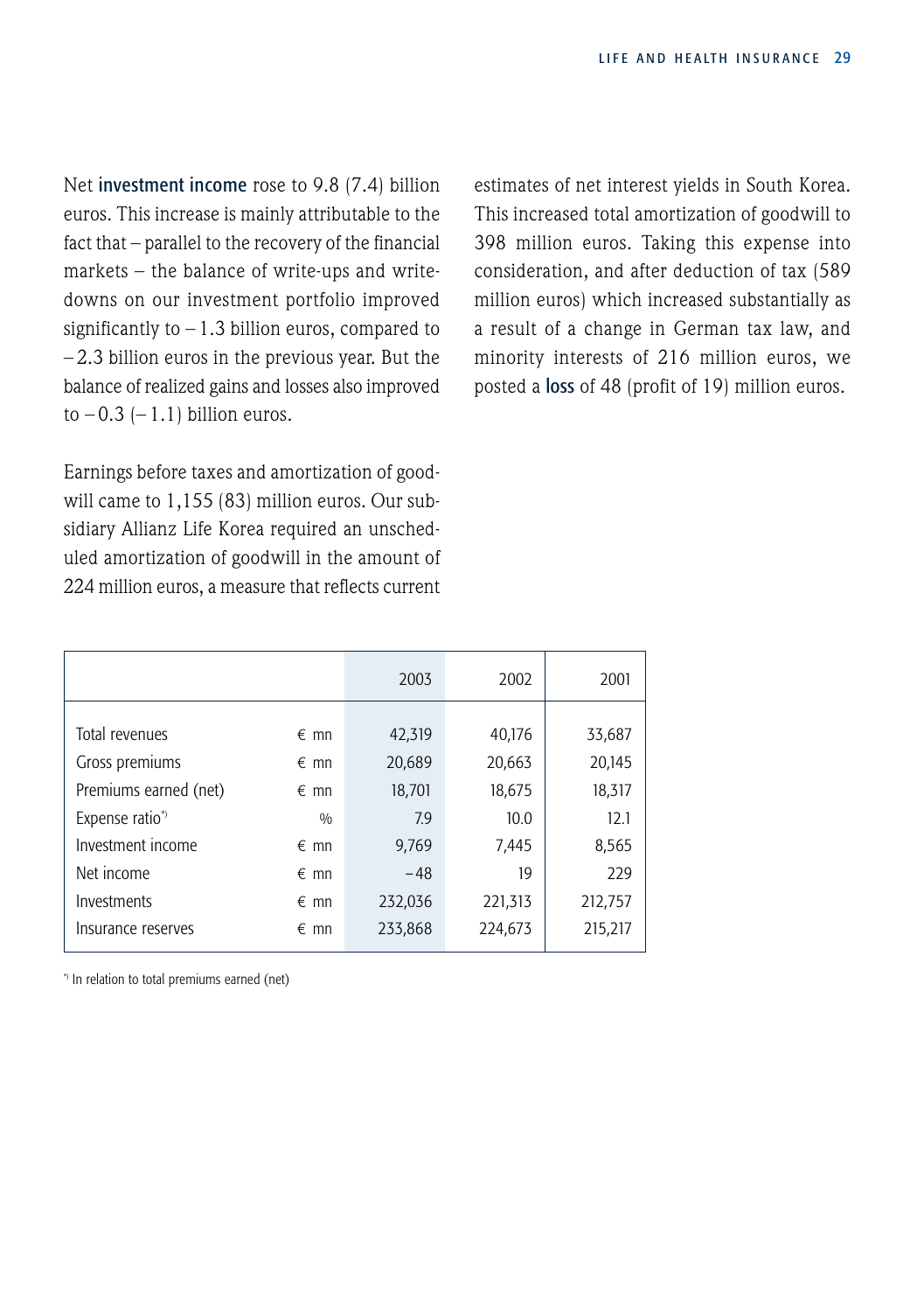Net **investment income** rose to 9.8 (7.4) billion euros. This increase is mainly attributable to the fact that – parallel to the recovery of the financial markets – the balance of write-ups and write-downs on our investment portfolio improved significantly to – 1.3 billion euros, compared to – 2.3 billion euros in the previous year. But the balance of realized gains and losses also improved to – 0.3 (– 1.1) billion euros.

Earnings before taxes and amortization of goodwill came to 1,155 (83) million euros. Our subsidiary Allianz Life Korea required an unscheduled amortization of goodwill in the amount of 224 million euros, a measure that reflects current estimates of net interest yields in South Korea. This increased total amortization of goodwill to 398 million euros. Taking this expense into consideration, and after deduction of tax (589 million euros) which increased substantially as a result of a change in German tax law, and minority interests of 216 million euros, we posted a **loss** of 48 (profit of 19) million euros.

| | | 2003 | 2002 | 2001 |
|---|---|---|---|---|
| Total revenues | € mn | 42,319 | 40,176 | 33,687 |
| Gross premiums | € mn | 20,689 | 20,663 | 20,145 |
| Premiums earned (net) | € mn | 18,701 | 18,675 | 18,317 |
| Expense ratio*) | % | 7.9 | 10.0 | 12.1 |
| Investment income | € mn | 9,769 | 7,445 | 8,565 |
| Net income | € mn | – 48 | 19 | 229 |
| Investments | € mn | 232,036 | 221,313 | 212,757 |
| Insurance reserves | € mn | 233,868 | 224,673 | 215,217 |

*) In relation to total premiums earned (net)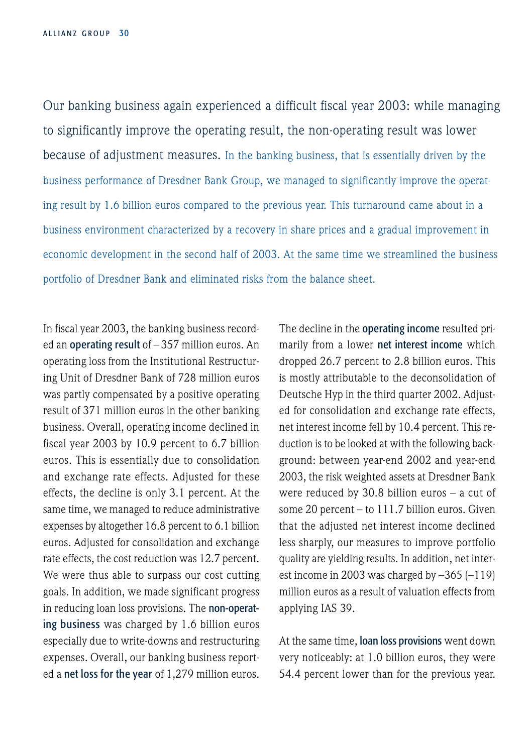Our banking business again experienced a difficult fiscal year 2003: while managing to significantly improve the operating result, the non-operating result was lower because of adjustment measures. In the banking business, that is essentially driven by the business performance of Dresdner Bank Group, we managed to significantly improve the operating result by 1.6 billion euros compared to the previous year. This turnaround came about in a business environment characterized by a recovery in share prices and a gradual improvement in economic development in the second half of 2003. At the same time we streamlined the business portfolio of Dresdner Bank and eliminated risks from the balance sheet.

In fiscal year 2003, the banking business recorded an **operating result** of – 357 million euros. An operating loss from the Institutional Restructuring Unit of Dresdner Bank of 728 million euros was partly compensated by a positive operating result of 371 million euros in the other banking business. Overall, operating income declined in fiscal year 2003 by 10.9 percent to 6.7 billion euros. This is essentially due to consolidation and exchange rate effects. Adjusted for these effects, the decline is only 3.1 percent. At the same time, we managed to reduce administrative expenses by altogether 16.8 percent to 6.1 billion euros. Adjusted for consolidation and exchange rate effects, the cost reduction was 12.7 percent. We were thus able to surpass our cost cutting goals. In addition, we made significant progress in reducing loan loss provisions. The **non-operating business** was charged by 1.6 billion euros especially due to write-downs and restructuring expenses. Overall, our banking business reported a **net loss for the year** of 1,279 million euros.

The decline in the **operating income** resulted primarily from a lower **net interest income** which dropped 26.7 percent to 2.8 billion euros. This is mostly attributable to the deconsolidation of Deutsche Hyp in the third quarter 2002. Adjusted for consolidation and exchange rate effects, net interest income fell by 10.4 percent. This reduction is to be looked at with the following background: between year-end 2002 and year-end 2003, the risk weighted assets at Dresdner Bank were reduced by 30.8 billion euros – a cut of some 20 percent – to 111.7 billion euros. Given that the adjusted net interest income declined less sharply, our measures to improve portfolio quality are yielding results. In addition, net interest income in 2003 was charged by –365 (–119) million euros as a result of valuation effects from applying IAS 39.

At the same time, **loan loss provisions** went down very noticeably: at 1.0 billion euros, they were 54.4 percent lower than for the previous year.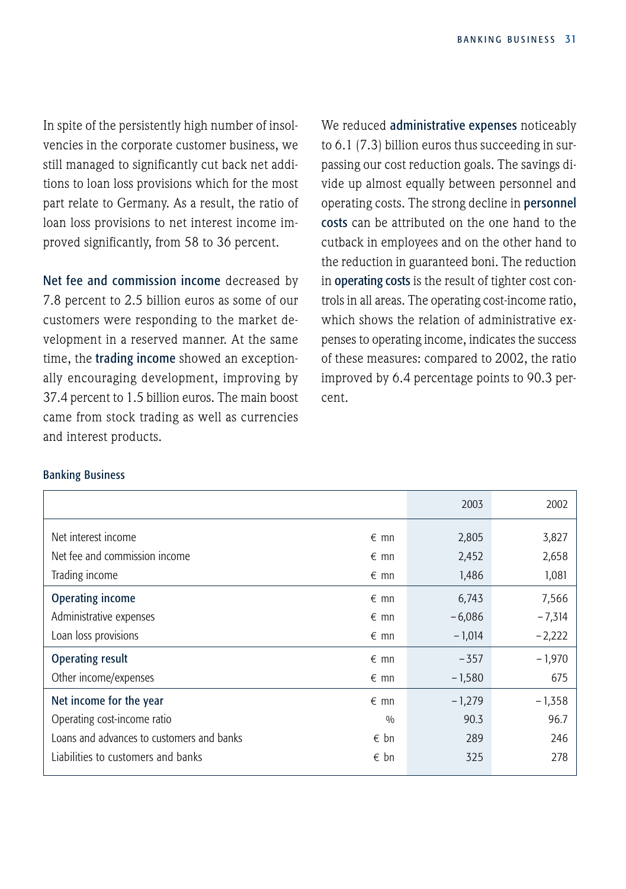In spite of the persistently high number of insolvencies in the corporate customer business, we still managed to significantly cut back net additions to loan loss provisions which for the most part relate to Germany. As a result, the ratio of loan loss provisions to net interest income improved significantly, from 58 to 36 percent.

**Net fee and commission income** decreased by 7.8 percent to 2.5 billion euros as some of our customers were responding to the market development in a reserved manner. At the same time, the **trading income** showed an exceptionally encouraging development, improving by 37.4 percent to 1.5 billion euros. The main boost came from stock trading as well as currencies and interest products.

We reduced **administrative expenses** noticeably to 6.1 (7.3) billion euros thus succeeding in surpassing our cost reduction goals. The savings divide up almost equally between personnel and operating costs. The strong decline in **personnel costs** can be attributed on the one hand to the cutback in employees and on the other hand to the reduction in guaranteed boni. The reduction in **operating costs** is the result of tighter cost controls in all areas. The operating cost-income ratio, which shows the relation of administrative expenses to operating income, indicates the success of these measures: compared to 2002, the ratio improved by 6.4 percentage points to 90.3 percent.

Banking Business

| | | 2003 | 2002 |
|---|---|---|---|
| Net interest income | € mn | 2,805 | 3,827 |
| Net fee and commission income | € mn | 2,452 | 2,658 |
| Trading income | € mn | 1,486 | 1,081 |
| **Operating income** | € mn | 6,743 | 7,566 |
| Administrative expenses | € mn | –6,086 | –7,314 |
| Loan loss provisions | € mn | –1,014 | –2,222 |
| **Operating result** | € mn | –357 | –1,970 |
| Other income/expenses | € mn | –1,580 | 675 |
| **Net income for the year** | € mn | –1,279 | –1,358 |
| Operating cost-income ratio | % | 90.3 | 96.7 |
| Loans and advances to customers and banks | € bn | 289 | 246 |
| Liabilities to customers and banks | € bn | 325 | 278 |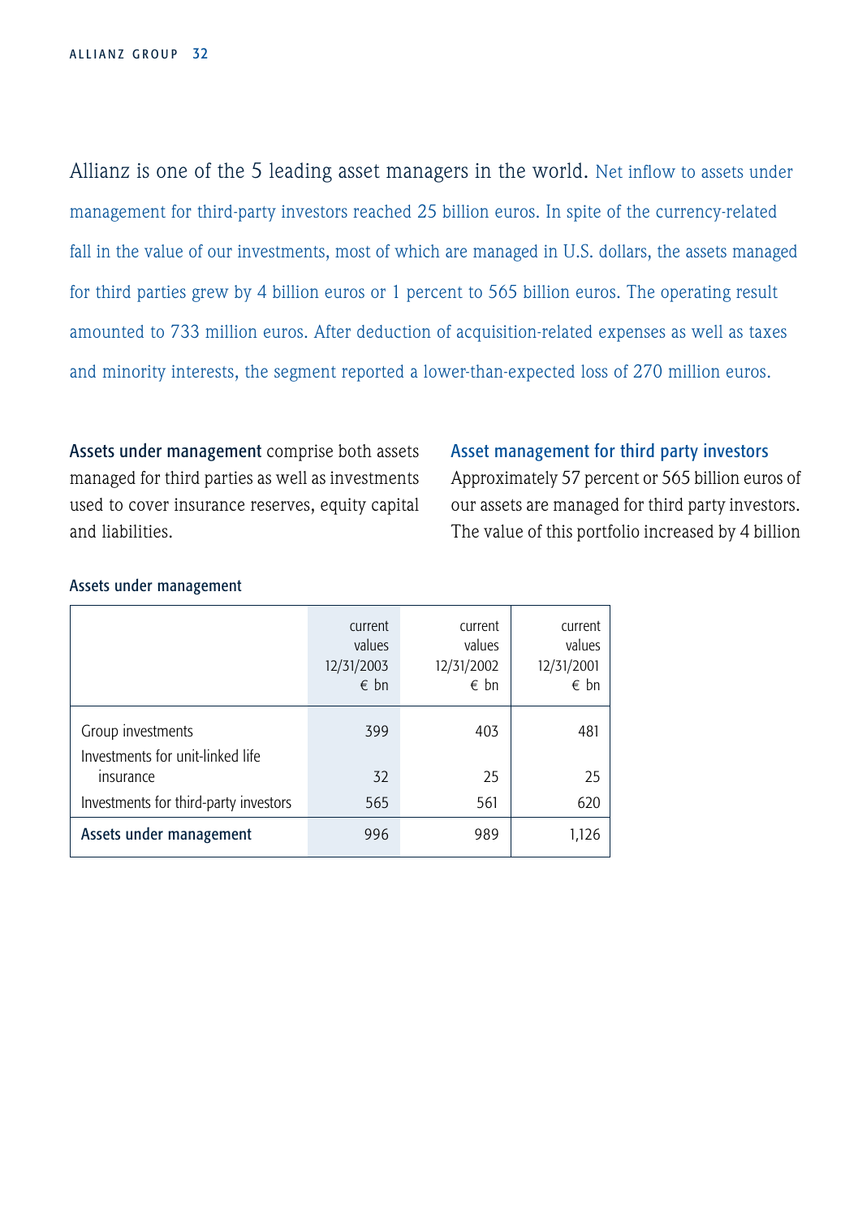Allianz is one of the 5 leading asset managers in the world. Net inflow to assets under management for third-party investors reached 25 billion euros. In spite of the currency-related fall in the value of our investments, most of which are managed in U.S. dollars, the assets managed for third parties grew by 4 billion euros or 1 percent to 565 billion euros. The operating result amounted to 733 million euros. After deduction of acquisition-related expenses as well as taxes and minority interests, the segment reported a lower-than-expected loss of 270 million euros.

**Assets under management** comprise both assets managed for third parties as well as investments used to cover insurance reserves, equity capital and liabilities.

### Asset management for third party investors

Approximately 57 percent or 565 billion euros of our assets are managed for third party investors. The value of this portfolio increased by 4 billion

**Assets under management**

| | current values 12/31/2003 € bn | current values 12/31/2002 € bn | current values 12/31/2001 € bn |
|---|---|---|---|
| Group investments | 399 | 403 | 481 |
| Investments for unit-linked life insurance | 32 | 25 | 25 |
| Investments for third-party investors | 565 | 561 | 620 |
| **Assets under management** | 996 | 989 | 1,126 |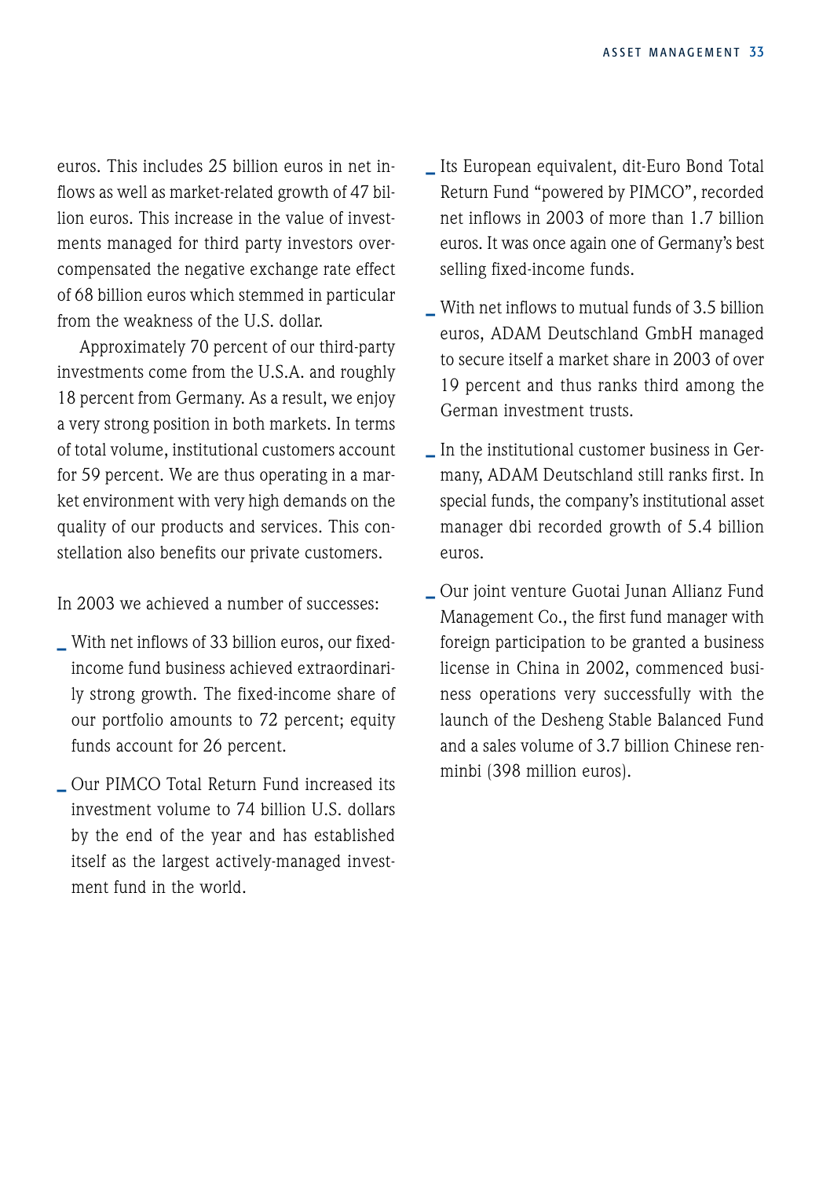euros. This includes 25 billion euros in net inflows as well as market-related growth of 47 billion euros. This increase in the value of investments managed for third party investors overcompensated the negative exchange rate effect of 68 billion euros which stemmed in particular from the weakness of the U.S. dollar.

Approximately 70 percent of our third-party investments come from the U.S.A. and roughly 18 percent from Germany. As a result, we enjoy a very strong position in both markets. In terms of total volume, institutional customers account for 59 percent. We are thus operating in a market environment with very high demands on the quality of our products and services. This constellation also benefits our private customers.

In 2003 we achieved a number of successes:

- With net inflows of 33 billion euros, our fixed-income fund business achieved extraordinarily strong growth. The fixed-income share of our portfolio amounts to 72 percent; equity funds account for 26 percent.
- Our PIMCO Total Return Fund increased its investment volume to 74 billion U.S. dollars by the end of the year and has established itself as the largest actively-managed investment fund in the world.
- Its European equivalent, dit-Euro Bond Total Return Fund "powered by PIMCO", recorded net inflows in 2003 of more than 1.7 billion euros. It was once again one of Germany's best selling fixed-income funds.
- With net inflows to mutual funds of 3.5 billion euros, ADAM Deutschland GmbH managed to secure itself a market share in 2003 of over 19 percent and thus ranks third among the German investment trusts.
- In the institutional customer business in Germany, ADAM Deutschland still ranks first. In special funds, the company's institutional asset manager dbi recorded growth of 5.4 billion euros.
- Our joint venture Guotai Junan Allianz Fund Management Co., the first fund manager with foreign participation to be granted a business license in China in 2002, commenced business operations very successfully with the launch of the Desheng Stable Balanced Fund and a sales volume of 3.7 billion Chinese renminbi (398 million euros).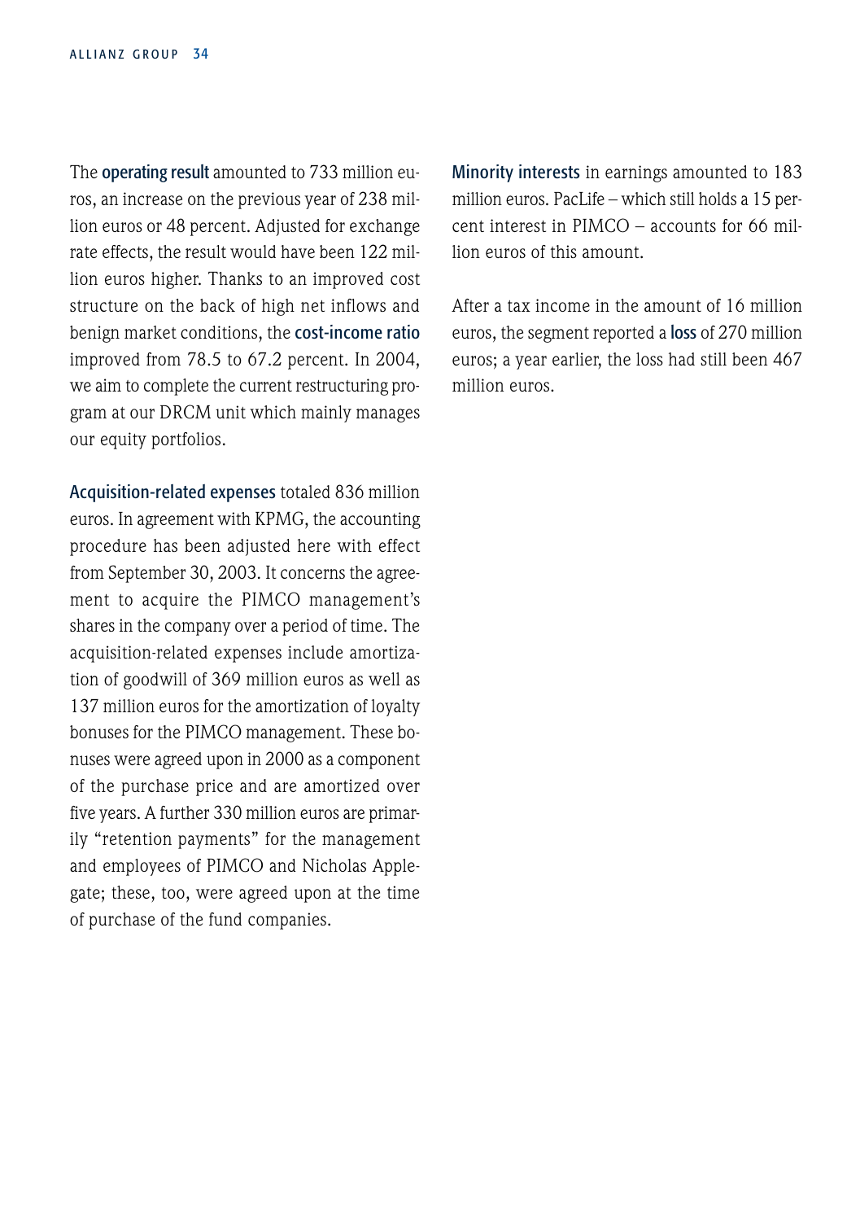The **operating result** amounted to 733 million euros, an increase on the previous year of 238 million euros or 48 percent. Adjusted for exchange rate effects, the result would have been 122 million euros higher. Thanks to an improved cost structure on the back of high net inflows and benign market conditions, the **cost-income ratio** improved from 78.5 to 67.2 percent. In 2004, we aim to complete the current restructuring program at our DRCM unit which mainly manages our equity portfolios.

**Acquisition-related expenses** totaled 836 million euros. In agreement with KPMG, the accounting procedure has been adjusted here with effect from September 30, 2003. It concerns the agreement to acquire the PIMCO management's shares in the company over a period of time. The acquisition-related expenses include amortization of goodwill of 369 million euros as well as 137 million euros for the amortization of loyalty bonuses for the PIMCO management. These bonuses were agreed upon in 2000 as a component of the purchase price and are amortized over five years. A further 330 million euros are primarily "retention payments" for the management and employees of PIMCO and Nicholas Applegate; these, too, were agreed upon at the time of purchase of the fund companies.

**Minority interests** in earnings amounted to 183 million euros. PacLife – which still holds a 15 percent interest in PIMCO – accounts for 66 million euros of this amount.

After a tax income in the amount of 16 million euros, the segment reported a **loss** of 270 million euros; a year earlier, the loss had still been 467 million euros.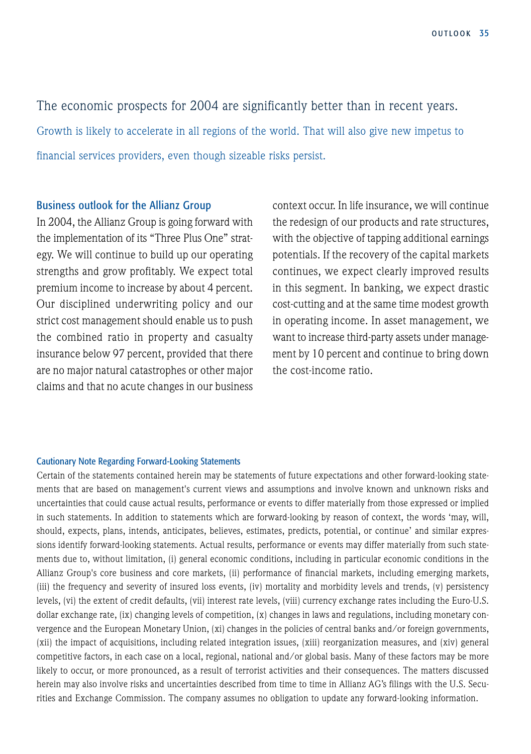The economic prospects for 2004 are significantly better than in recent years.

Growth is likely to accelerate in all regions of the world. That will also give new impetus to financial services providers, even though sizeable risks persist.

## Business outlook for the Allianz Group

In 2004, the Allianz Group is going forward with the implementation of its "Three Plus One" strategy. We will continue to build up our operating strengths and grow profitably. We expect total premium income to increase by about 4 percent. Our disciplined underwriting policy and our strict cost management should enable us to push the combined ratio in property and casualty insurance below 97 percent, provided that there are no major natural catastrophes or other major claims and that no acute changes in our business context occur. In life insurance, we will continue the redesign of our products and rate structures, with the objective of tapping additional earnings potentials. If the recovery of the capital markets continues, we expect clearly improved results in this segment. In banking, we expect drastic cost-cutting and at the same time modest growth in operating income. In asset management, we want to increase third-party assets under management by 10 percent and continue to bring down the cost-income ratio.

### Cautionary Note Regarding Forward-Looking Statements

Certain of the statements contained herein may be statements of future expectations and other forward-looking statements that are based on management's current views and assumptions and involve known and unknown risks and uncertainties that could cause actual results, performance or events to differ materially from those expressed or implied in such statements. In addition to statements which are forward-looking by reason of context, the words 'may, will, should, expects, plans, intends, anticipates, believes, estimates, predicts, potential, or continue' and similar expressions identify forward-looking statements. Actual results, performance or events may differ materially from such statements due to, without limitation, (i) general economic conditions, including in particular economic conditions in the Allianz Group's core business and core markets, (ii) performance of financial markets, including emerging markets, (iii) the frequency and severity of insured loss events, (iv) mortality and morbidity levels and trends, (v) persistency levels, (vi) the extent of credit defaults, (vii) interest rate levels, (viii) currency exchange rates including the Euro-U.S. dollar exchange rate, (ix) changing levels of competition, (x) changes in laws and regulations, including monetary convergence and the European Monetary Union, (xi) changes in the policies of central banks and/or foreign governments, (xii) the impact of acquisitions, including related integration issues, (xiii) reorganization measures, and (xiv) general competitive factors, in each case on a local, regional, national and/or global basis. Many of these factors may be more likely to occur, or more pronounced, as a result of terrorist activities and their consequences. The matters discussed herein may also involve risks and uncertainties described from time to time in Allianz AG's filings with the U.S. Securities and Exchange Commission. The company assumes no obligation to update any forward-looking information.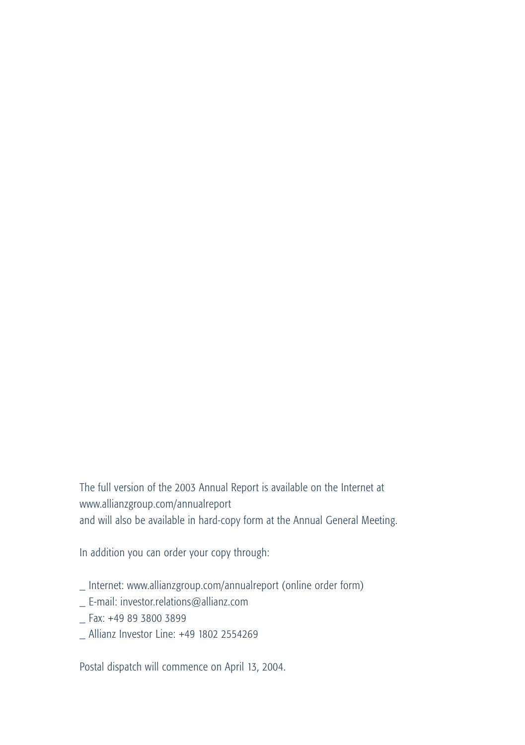The full version of the 2003 Annual Report is available on the Internet at
www.allianzgroup.com/annualreport
and will also be available in hard-copy form at the Annual General Meeting.

In addition you can order your copy through:

_ Internet: www.allianzgroup.com/annualreport (online order form)
_ E-mail: investor.relations@allianz.com
_ Fax: +49 89 3800 3899
_ Allianz Investor Line: +49 1802 2554269

Postal dispatch will commence on April 13, 2004.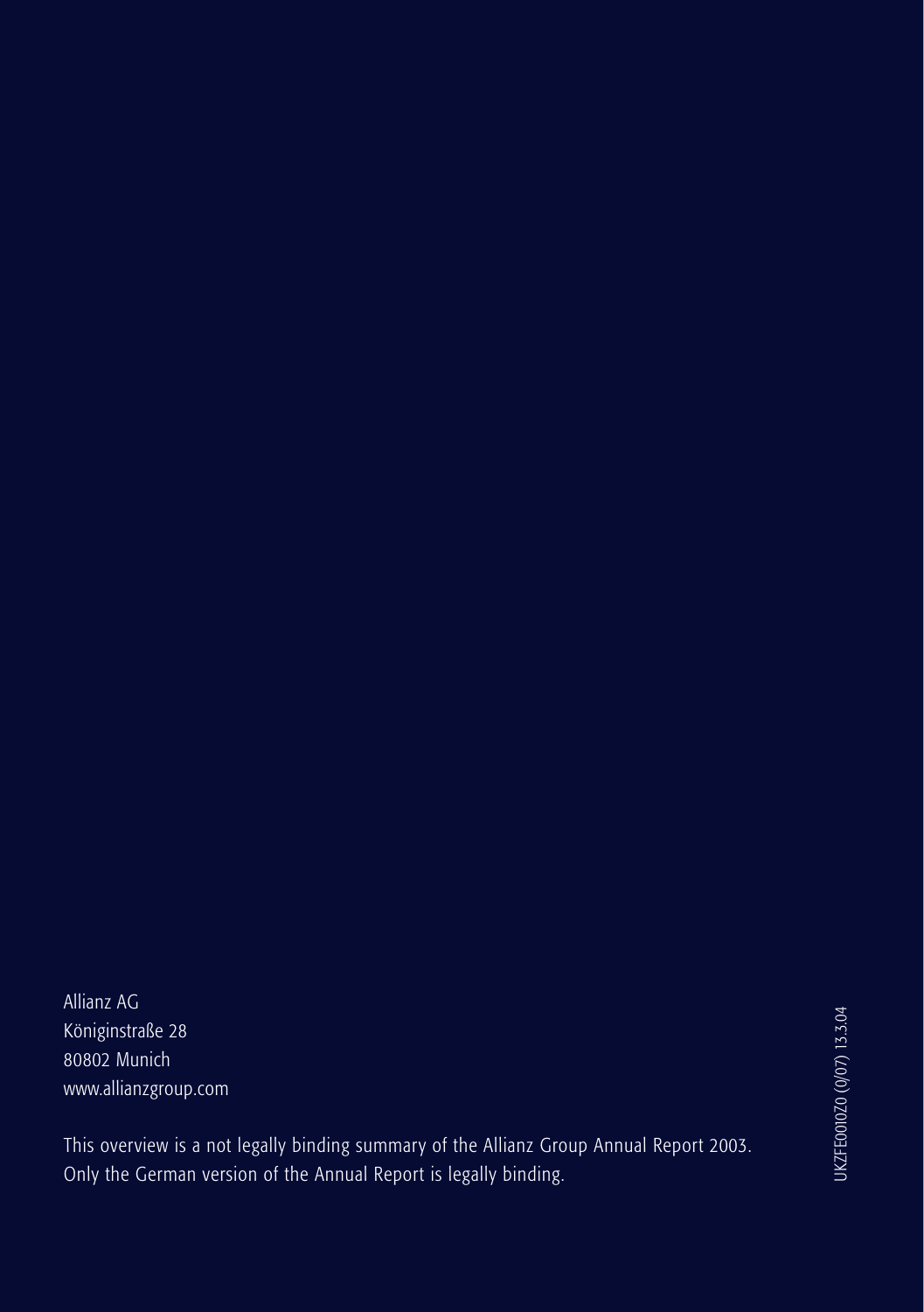Allianz AG
Königinstraße 28
80802 Munich
www.allianzgroup.com

This overview is a not legally binding summary of the Allianz Group Annual Report 2003.
Only the German version of the Annual Report is legally binding.

UKZFE0010Z0 (0/07) 13.3.04